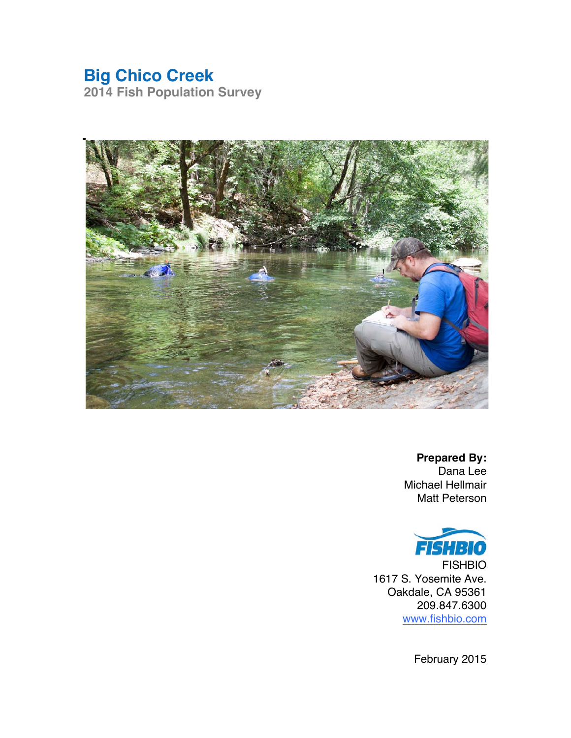# Big Chico Creek

## 2014 Fish Population Survey

**Prepared By:**
Dana Lee
Michael Hellmair
Matt Peterson

FISHBIO
1617 S. Yosemite Ave.
Oakdale, CA 95361
209.847.6300
www.fishbio.com

February 2015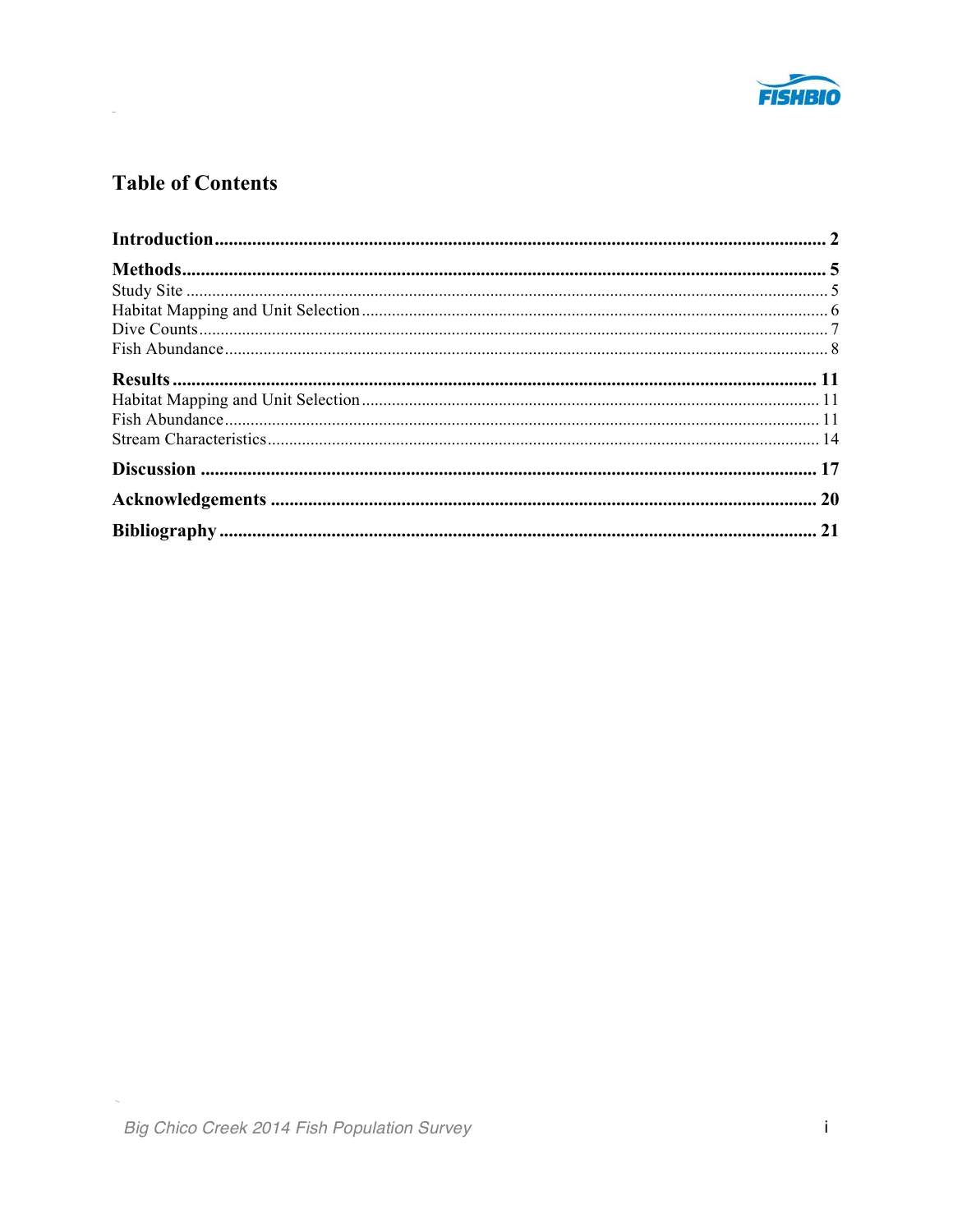# Table of Contents

**Introduction** .................................................................................................................. **2**

**Methods** ......................................................................................................................... **5**

Study Site ........................................................................................................................ 5

Habitat Mapping and Unit Selection ............................................................................... 6

Dive Counts ..................................................................................................................... 7

Fish Abundance ............................................................................................................... 8

**Results** .......................................................................................................................... **11**

Habitat Mapping and Unit Selection ............................................................................. 11

Fish Abundance ............................................................................................................. 11

Stream Characteristics ................................................................................................... 14

**Discussion** ..................................................................................................................... **17**

**Acknowledgements** ....................................................................................................... **20**

**Bibliography** .................................................................................................................. **21**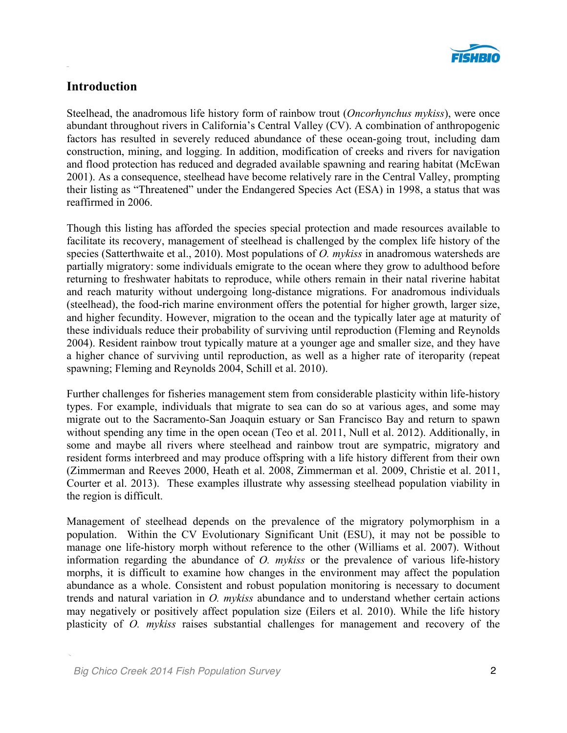## Introduction

Steelhead, the anadromous life history form of rainbow trout (*Oncorhynchus mykiss*), were once abundant throughout rivers in California's Central Valley (CV). A combination of anthropogenic factors has resulted in severely reduced abundance of these ocean-going trout, including dam construction, mining, and logging. In addition, modification of creeks and rivers for navigation and flood protection has reduced and degraded available spawning and rearing habitat (McEwan 2001). As a consequence, steelhead have become relatively rare in the Central Valley, prompting their listing as "Threatened" under the Endangered Species Act (ESA) in 1998, a status that was reaffirmed in 2006.

Though this listing has afforded the species special protection and made resources available to facilitate its recovery, management of steelhead is challenged by the complex life history of the species (Satterthwaite et al., 2010). Most populations of *O. mykiss* in anadromous watersheds are partially migratory: some individuals emigrate to the ocean where they grow to adulthood before returning to freshwater habitats to reproduce, while others remain in their natal riverine habitat and reach maturity without undergoing long-distance migrations. For anadromous individuals (steelhead), the food-rich marine environment offers the potential for higher growth, larger size, and higher fecundity. However, migration to the ocean and the typically later age at maturity of these individuals reduce their probability of surviving until reproduction (Fleming and Reynolds 2004). Resident rainbow trout typically mature at a younger age and smaller size, and they have a higher chance of surviving until reproduction, as well as a higher rate of iteroparity (repeat spawning; Fleming and Reynolds 2004, Schill et al. 2010).

Further challenges for fisheries management stem from considerable plasticity within life-history types. For example, individuals that migrate to sea can do so at various ages, and some may migrate out to the Sacramento-San Joaquin estuary or San Francisco Bay and return to spawn without spending any time in the open ocean (Teo et al. 2011, Null et al. 2012). Additionally, in some and maybe all rivers where steelhead and rainbow trout are sympatric, migratory and resident forms interbreed and may produce offspring with a life history different from their own (Zimmerman and Reeves 2000, Heath et al. 2008, Zimmerman et al. 2009, Christie et al. 2011, Courter et al. 2013). These examples illustrate why assessing steelhead population viability in the region is difficult.

Management of steelhead depends on the prevalence of the migratory polymorphism in a population. Within the CV Evolutionary Significant Unit (ESU), it may not be possible to manage one life-history morph without reference to the other (Williams et al. 2007). Without information regarding the abundance of *O. mykiss* or the prevalence of various life-history morphs, it is difficult to examine how changes in the environment may affect the population abundance as a whole. Consistent and robust population monitoring is necessary to document trends and natural variation in *O. mykiss* abundance and to understand whether certain actions may negatively or positively affect population size (Eilers et al. 2010). While the life history plasticity of *O. mykiss* raises substantial challenges for management and recovery of the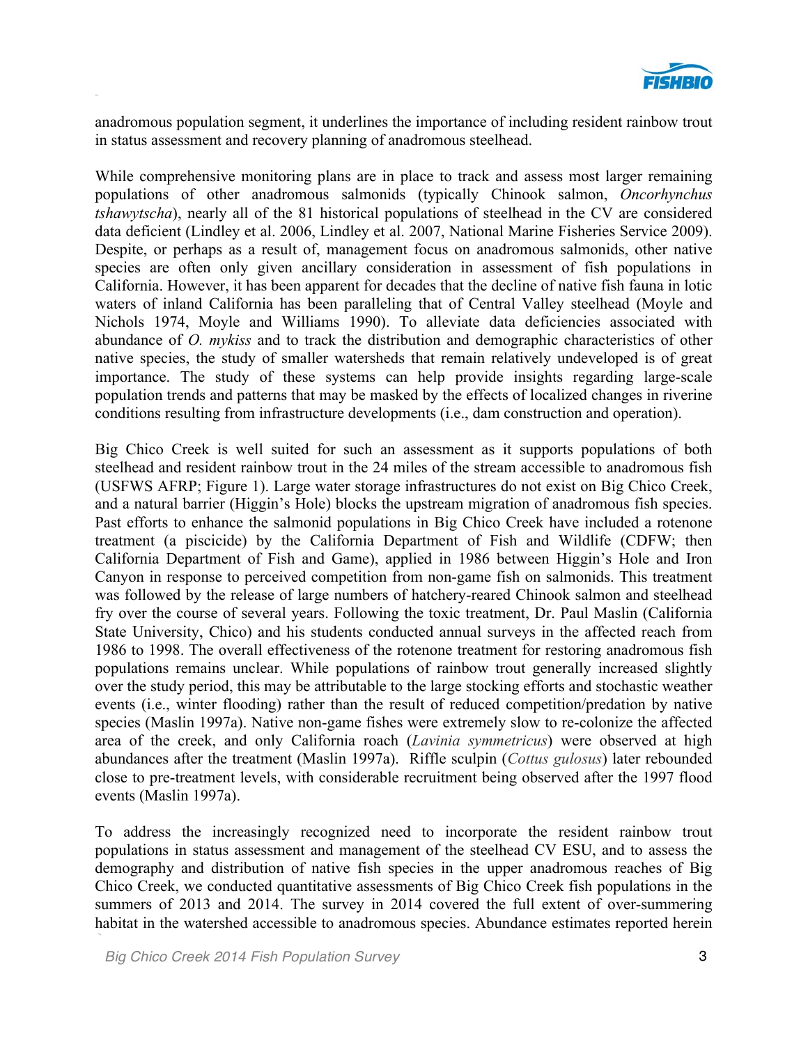anadromous population segment, it underlines the importance of including resident rainbow trout in status assessment and recovery planning of anadromous steelhead.

While comprehensive monitoring plans are in place to track and assess most larger remaining populations of other anadromous salmonids (typically Chinook salmon, *Oncorhynchus tshawytscha*), nearly all of the 81 historical populations of steelhead in the CV are considered data deficient (Lindley et al. 2006, Lindley et al. 2007, National Marine Fisheries Service 2009). Despite, or perhaps as a result of, management focus on anadromous salmonids, other native species are often only given ancillary consideration in assessment of fish populations in California. However, it has been apparent for decades that the decline of native fish fauna in lotic waters of inland California has been paralleling that of Central Valley steelhead (Moyle and Nichols 1974, Moyle and Williams 1990). To alleviate data deficiencies associated with abundance of *O. mykiss* and to track the distribution and demographic characteristics of other native species, the study of smaller watersheds that remain relatively undeveloped is of great importance. The study of these systems can help provide insights regarding large-scale population trends and patterns that may be masked by the effects of localized changes in riverine conditions resulting from infrastructure developments (i.e., dam construction and operation).

Big Chico Creek is well suited for such an assessment as it supports populations of both steelhead and resident rainbow trout in the 24 miles of the stream accessible to anadromous fish (USFWS AFRP; Figure 1). Large water storage infrastructures do not exist on Big Chico Creek, and a natural barrier (Higgin's Hole) blocks the upstream migration of anadromous fish species. Past efforts to enhance the salmonid populations in Big Chico Creek have included a rotenone treatment (a piscicide) by the California Department of Fish and Wildlife (CDFW; then California Department of Fish and Game), applied in 1986 between Higgin's Hole and Iron Canyon in response to perceived competition from non-game fish on salmonids. This treatment was followed by the release of large numbers of hatchery-reared Chinook salmon and steelhead fry over the course of several years. Following the toxic treatment, Dr. Paul Maslin (California State University, Chico) and his students conducted annual surveys in the affected reach from 1986 to 1998. The overall effectiveness of the rotenone treatment for restoring anadromous fish populations remains unclear. While populations of rainbow trout generally increased slightly over the study period, this may be attributable to the large stocking efforts and stochastic weather events (i.e., winter flooding) rather than the result of reduced competition/predation by native species (Maslin 1997a). Native non-game fishes were extremely slow to re-colonize the affected area of the creek, and only California roach (*Lavinia symmetricus*) were observed at high abundances after the treatment (Maslin 1997a). Riffle sculpin (*Cottus gulosus*) later rebounded close to pre-treatment levels, with considerable recruitment being observed after the 1997 flood events (Maslin 1997a).

To address the increasingly recognized need to incorporate the resident rainbow trout populations in status assessment and management of the steelhead CV ESU, and to assess the demography and distribution of native fish species in the upper anadromous reaches of Big Chico Creek, we conducted quantitative assessments of Big Chico Creek fish populations in the summers of 2013 and 2014. The survey in 2014 covered the full extent of over-summering habitat in the watershed accessible to anadromous species. Abundance estimates reported herein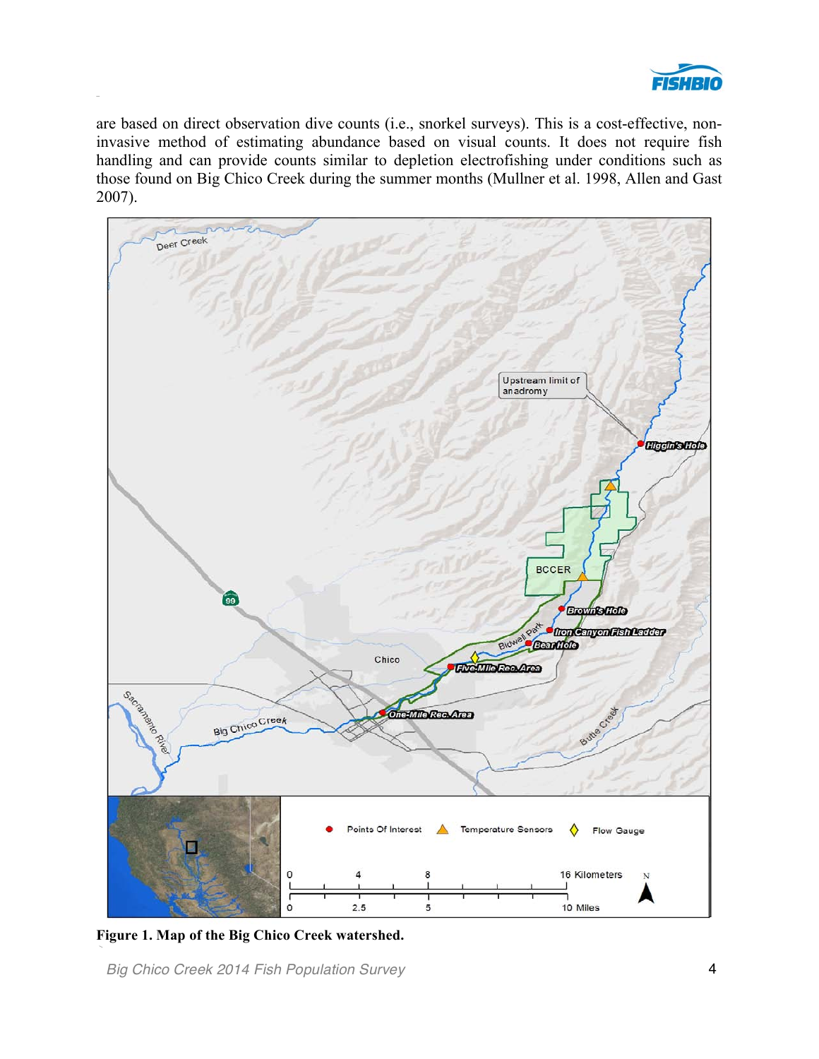are based on direct observation dive counts (i.e., snorkel surveys). This is a cost-effective, non-invasive method of estimating abundance based on visual counts. It does not require fish handling and can provide counts similar to depletion electrofishing under conditions such as those found on Big Chico Creek during the summer months (Mullner et al. 1998, Allen and Gast 2007).

**Figure 1. Map of the Big Chico Creek watershed.**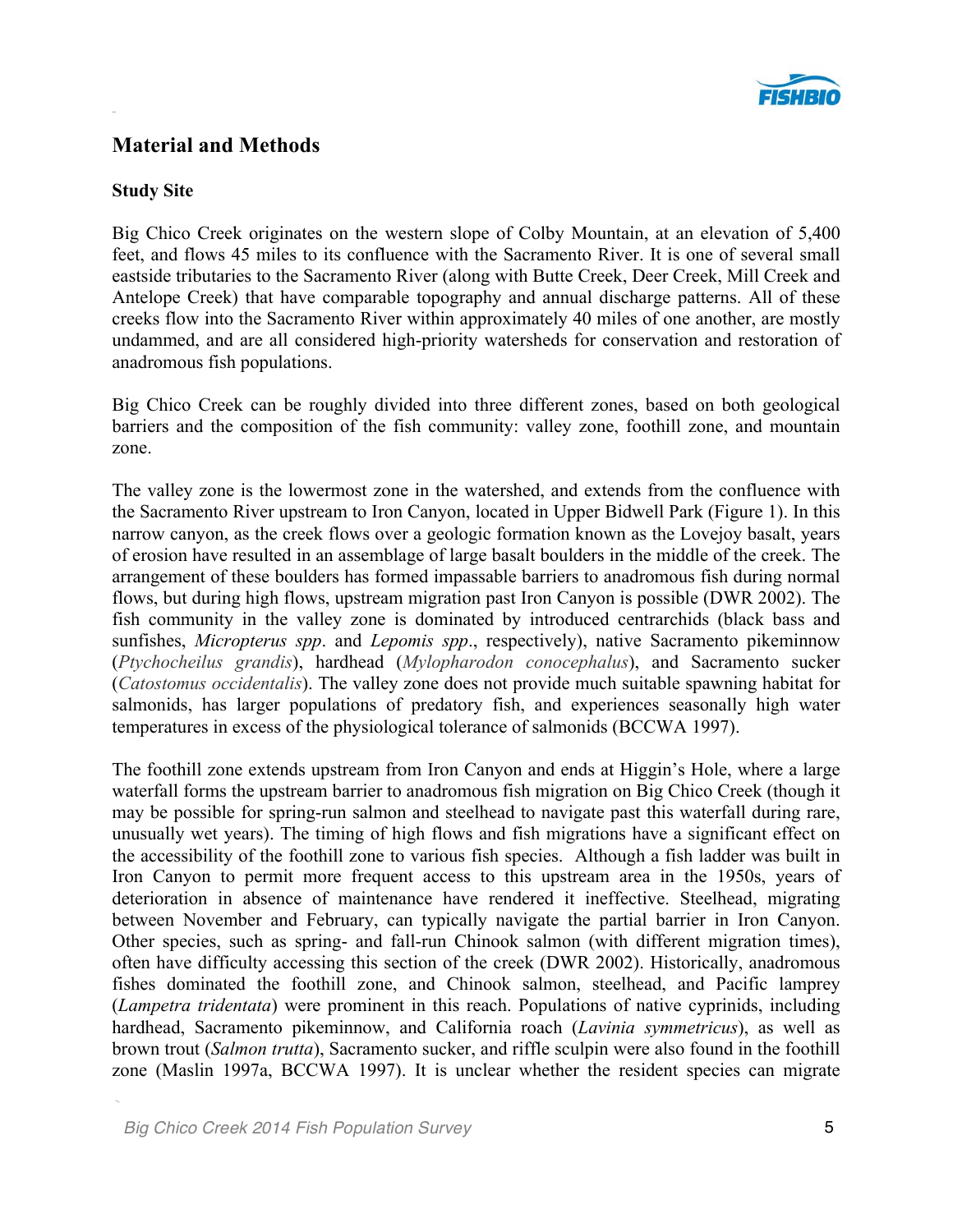## Material and Methods

### Study Site

Big Chico Creek originates on the western slope of Colby Mountain, at an elevation of 5,400 feet, and flows 45 miles to its confluence with the Sacramento River. It is one of several small eastside tributaries to the Sacramento River (along with Butte Creek, Deer Creek, Mill Creek and Antelope Creek) that have comparable topography and annual discharge patterns. All of these creeks flow into the Sacramento River within approximately 40 miles of one another, are mostly undammed, and are all considered high-priority watersheds for conservation and restoration of anadromous fish populations.

Big Chico Creek can be roughly divided into three different zones, based on both geological barriers and the composition of the fish community: valley zone, foothill zone, and mountain zone.

The valley zone is the lowermost zone in the watershed, and extends from the confluence with the Sacramento River upstream to Iron Canyon, located in Upper Bidwell Park (Figure 1). In this narrow canyon, as the creek flows over a geologic formation known as the Lovejoy basalt, years of erosion have resulted in an assemblage of large basalt boulders in the middle of the creek. The arrangement of these boulders has formed impassable barriers to anadromous fish during normal flows, but during high flows, upstream migration past Iron Canyon is possible (DWR 2002). The fish community in the valley zone is dominated by introduced centrarchids (black bass and sunfishes, *Micropterus spp*. and *Lepomis spp*., respectively), native Sacramento pikeminnow (*Ptychocheilus grandis*), hardhead (*Mylopharodon conocephalus*), and Sacramento sucker (*Catostomus occidentalis*). The valley zone does not provide much suitable spawning habitat for salmonids, has larger populations of predatory fish, and experiences seasonally high water temperatures in excess of the physiological tolerance of salmonids (BCCWA 1997).

The foothill zone extends upstream from Iron Canyon and ends at Higgin's Hole, where a large waterfall forms the upstream barrier to anadromous fish migration on Big Chico Creek (though it may be possible for spring-run salmon and steelhead to navigate past this waterfall during rare, unusually wet years). The timing of high flows and fish migrations have a significant effect on the accessibility of the foothill zone to various fish species. Although a fish ladder was built in Iron Canyon to permit more frequent access to this upstream area in the 1950s, years of deterioration in absence of maintenance have rendered it ineffective. Steelhead, migrating between November and February, can typically navigate the partial barrier in Iron Canyon. Other species, such as spring- and fall-run Chinook salmon (with different migration times), often have difficulty accessing this section of the creek (DWR 2002). Historically, anadromous fishes dominated the foothill zone, and Chinook salmon, steelhead, and Pacific lamprey (*Lampetra tridentata*) were prominent in this reach. Populations of native cyprinids, including hardhead, Sacramento pikeminnow, and California roach (*Lavinia symmetricus*), as well as brown trout (*Salmon trutta*), Sacramento sucker, and riffle sculpin were also found in the foothill zone (Maslin 1997a, BCCWA 1997). It is unclear whether the resident species can migrate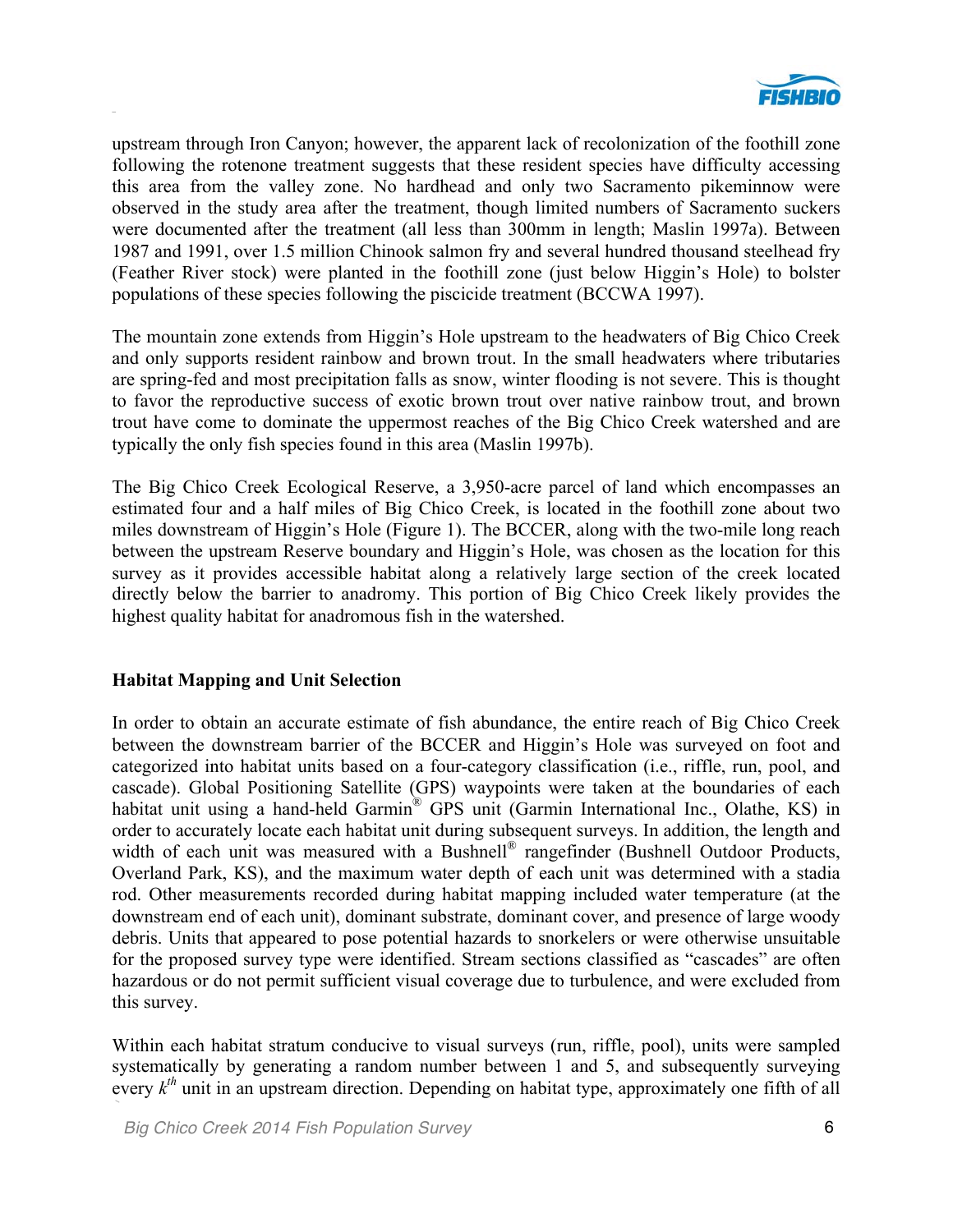upstream through Iron Canyon; however, the apparent lack of recolonization of the foothill zone following the rotenone treatment suggests that these resident species have difficulty accessing this area from the valley zone. No hardhead and only two Sacramento pikeminnow were observed in the study area after the treatment, though limited numbers of Sacramento suckers were documented after the treatment (all less than 300mm in length; Maslin 1997a). Between 1987 and 1991, over 1.5 million Chinook salmon fry and several hundred thousand steelhead fry (Feather River stock) were planted in the foothill zone (just below Higgin's Hole) to bolster populations of these species following the piscicide treatment (BCCWA 1997).

The mountain zone extends from Higgin's Hole upstream to the headwaters of Big Chico Creek and only supports resident rainbow and brown trout. In the small headwaters where tributaries are spring-fed and most precipitation falls as snow, winter flooding is not severe. This is thought to favor the reproductive success of exotic brown trout over native rainbow trout, and brown trout have come to dominate the uppermost reaches of the Big Chico Creek watershed and are typically the only fish species found in this area (Maslin 1997b).

The Big Chico Creek Ecological Reserve, a 3,950-acre parcel of land which encompasses an estimated four and a half miles of Big Chico Creek, is located in the foothill zone about two miles downstream of Higgin's Hole (Figure 1). The BCCER, along with the two-mile long reach between the upstream Reserve boundary and Higgin's Hole, was chosen as the location for this survey as it provides accessible habitat along a relatively large section of the creek located directly below the barrier to anadromy. This portion of Big Chico Creek likely provides the highest quality habitat for anadromous fish in the watershed.

### Habitat Mapping and Unit Selection

In order to obtain an accurate estimate of fish abundance, the entire reach of Big Chico Creek between the downstream barrier of the BCCER and Higgin's Hole was surveyed on foot and categorized into habitat units based on a four-category classification (i.e., riffle, run, pool, and cascade). Global Positioning Satellite (GPS) waypoints were taken at the boundaries of each habitat unit using a hand-held Garmin® GPS unit (Garmin International Inc., Olathe, KS) in order to accurately locate each habitat unit during subsequent surveys. In addition, the length and width of each unit was measured with a Bushnell® rangefinder (Bushnell Outdoor Products, Overland Park, KS), and the maximum water depth of each unit was determined with a stadia rod. Other measurements recorded during habitat mapping included water temperature (at the downstream end of each unit), dominant substrate, dominant cover, and presence of large woody debris. Units that appeared to pose potential hazards to snorkelers or were otherwise unsuitable for the proposed survey type were identified. Stream sections classified as "cascades" are often hazardous or do not permit sufficient visual coverage due to turbulence, and were excluded from this survey.

Within each habitat stratum conducive to visual surveys (run, riffle, pool), units were sampled systematically by generating a random number between 1 and 5, and subsequently surveying every $k^{th}$ unit in an upstream direction. Depending on habitat type, approximately one fifth of all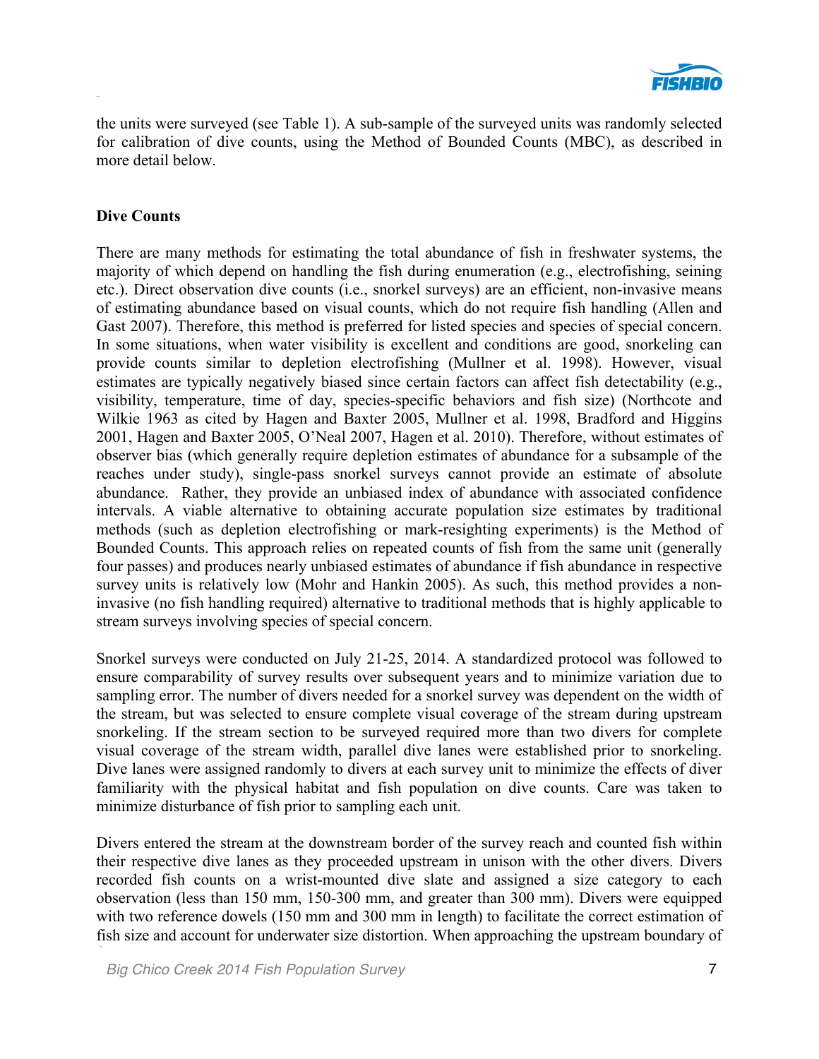the units were surveyed (see Table 1). A sub-sample of the surveyed units was randomly selected for calibration of dive counts, using the Method of Bounded Counts (MBC), as described in more detail below.

**Dive Counts**

There are many methods for estimating the total abundance of fish in freshwater systems, the majority of which depend on handling the fish during enumeration (e.g., electrofishing, seining etc.). Direct observation dive counts (i.e., snorkel surveys) are an efficient, non-invasive means of estimating abundance based on visual counts, which do not require fish handling (Allen and Gast 2007). Therefore, this method is preferred for listed species and species of special concern. In some situations, when water visibility is excellent and conditions are good, snorkeling can provide counts similar to depletion electrofishing (Mullner et al. 1998). However, visual estimates are typically negatively biased since certain factors can affect fish detectability (e.g., visibility, temperature, time of day, species-specific behaviors and fish size) (Northcote and Wilkie 1963 as cited by Hagen and Baxter 2005, Mullner et al. 1998, Bradford and Higgins 2001, Hagen and Baxter 2005, O'Neal 2007, Hagen et al. 2010). Therefore, without estimates of observer bias (which generally require depletion estimates of abundance for a subsample of the reaches under study), single-pass snorkel surveys cannot provide an estimate of absolute abundance. Rather, they provide an unbiased index of abundance with associated confidence intervals. A viable alternative to obtaining accurate population size estimates by traditional methods (such as depletion electrofishing or mark-resighting experiments) is the Method of Bounded Counts. This approach relies on repeated counts of fish from the same unit (generally four passes) and produces nearly unbiased estimates of abundance if fish abundance in respective survey units is relatively low (Mohr and Hankin 2005). As such, this method provides a non-invasive (no fish handling required) alternative to traditional methods that is highly applicable to stream surveys involving species of special concern.

Snorkel surveys were conducted on July 21-25, 2014. A standardized protocol was followed to ensure comparability of survey results over subsequent years and to minimize variation due to sampling error. The number of divers needed for a snorkel survey was dependent on the width of the stream, but was selected to ensure complete visual coverage of the stream during upstream snorkeling. If the stream section to be surveyed required more than two divers for complete visual coverage of the stream width, parallel dive lanes were established prior to snorkeling. Dive lanes were assigned randomly to divers at each survey unit to minimize the effects of diver familiarity with the physical habitat and fish population on dive counts. Care was taken to minimize disturbance of fish prior to sampling each unit.

Divers entered the stream at the downstream border of the survey reach and counted fish within their respective dive lanes as they proceeded upstream in unison with the other divers. Divers recorded fish counts on a wrist-mounted dive slate and assigned a size category to each observation (less than 150 mm, 150-300 mm, and greater than 300 mm). Divers were equipped with two reference dowels (150 mm and 300 mm in length) to facilitate the correct estimation of fish size and account for underwater size distortion. When approaching the upstream boundary of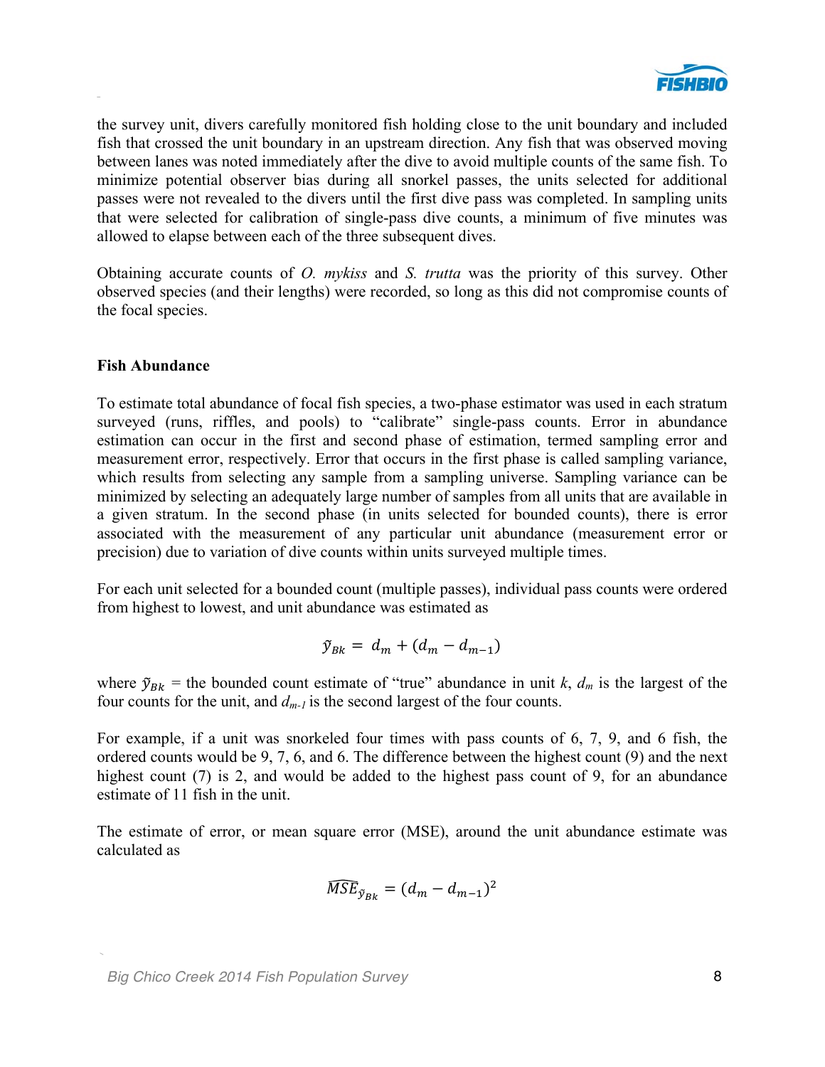the survey unit, divers carefully monitored fish holding close to the unit boundary and included fish that crossed the unit boundary in an upstream direction. Any fish that was observed moving between lanes was noted immediately after the dive to avoid multiple counts of the same fish. To minimize potential observer bias during all snorkel passes, the units selected for additional passes were not revealed to the divers until the first dive pass was completed. In sampling units that were selected for calibration of single-pass dive counts, a minimum of five minutes was allowed to elapse between each of the three subsequent dives.

Obtaining accurate counts of *O. mykiss* and *S. trutta* was the priority of this survey. Other observed species (and their lengths) were recorded, so long as this did not compromise counts of the focal species.

**Fish Abundance**

To estimate total abundance of focal fish species, a two-phase estimator was used in each stratum surveyed (runs, riffles, and pools) to "calibrate" single-pass counts. Error in abundance estimation can occur in the first and second phase of estimation, termed sampling error and measurement error, respectively. Error that occurs in the first phase is called sampling variance, which results from selecting any sample from a sampling universe. Sampling variance can be minimized by selecting an adequately large number of samples from all units that are available in a given stratum. In the second phase (in units selected for bounded counts), there is error associated with the measurement of any particular unit abundance (measurement error or precision) due to variation of dive counts within units surveyed multiple times.

For each unit selected for a bounded count (multiple passes), individual pass counts were ordered from highest to lowest, and unit abundance was estimated as

$$\tilde{y}_{Bk} = d_m + (d_m - d_{m-1})$$

where $\tilde{y}_{Bk}$ = the bounded count estimate of "true" abundance in unit $k$, $d_m$ is the largest of the four counts for the unit, and $d_{m-1}$ is the second largest of the four counts.

For example, if a unit was snorkeled four times with pass counts of 6, 7, 9, and 6 fish, the ordered counts would be 9, 7, 6, and 6. The difference between the highest count (9) and the next highest count (7) is 2, and would be added to the highest pass count of 9, for an abundance estimate of 11 fish in the unit.

The estimate of error, or mean square error (MSE), around the unit abundance estimate was calculated as

$$\widehat{MSE}_{\tilde{y}_{Bk}} = (d_m - d_{m-1})^2$$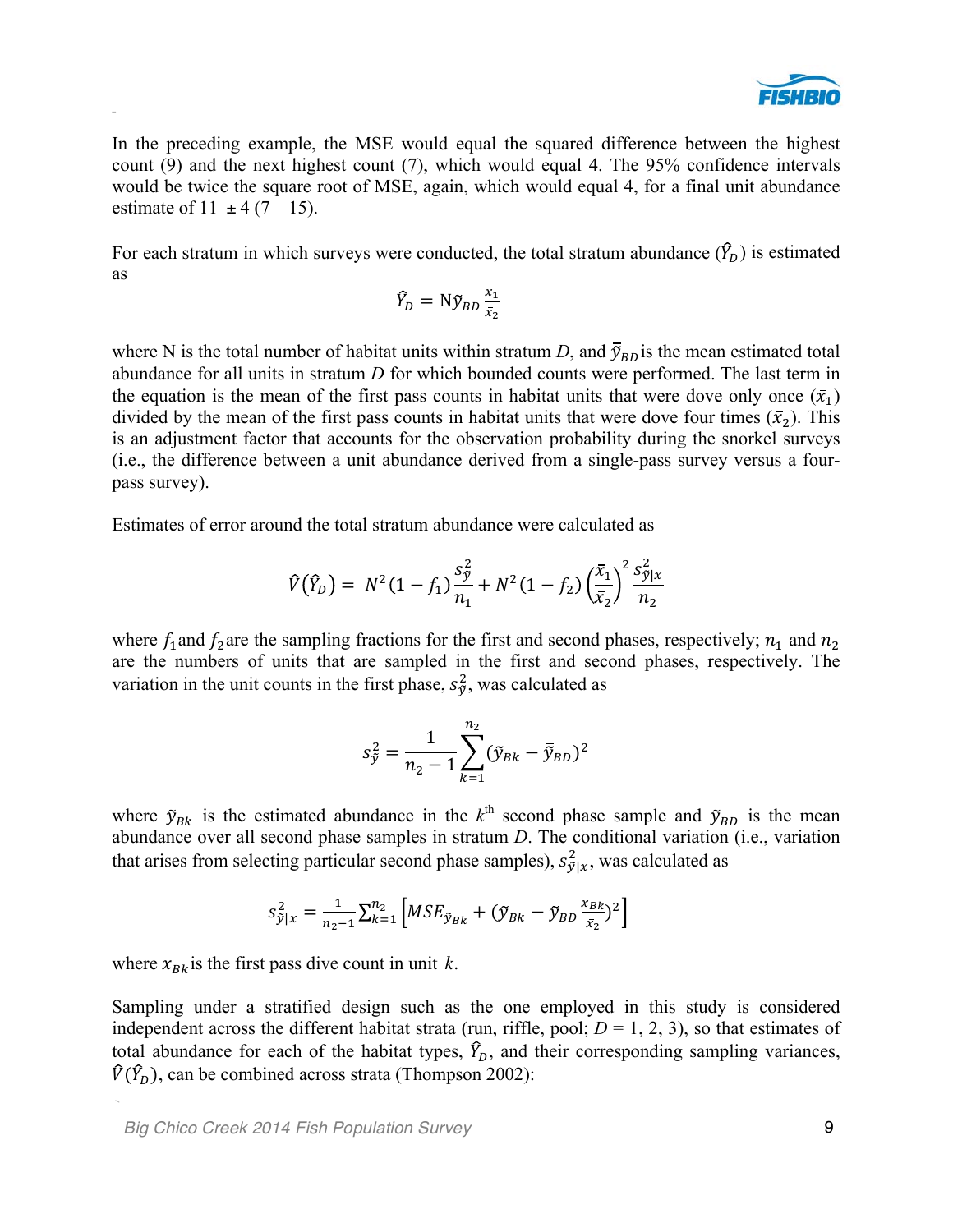In the preceding example, the MSE would equal the squared difference between the highest count (9) and the next highest count (7), which would equal 4. The 95% confidence intervals would be twice the square root of MSE, again, which would equal 4, for a final unit abundance estimate of 11 ± 4 (7 – 15).

For each stratum in which surveys were conducted, the total stratum abundance ($\hat{Y}_D$) is estimated as

$$\hat{Y}_D = \mathrm{N}\bar{\tilde{y}}_{BD}\frac{\bar{x}_1}{\bar{x}_2}$$

where N is the total number of habitat units within stratum *D*, and $\bar{\tilde{y}}_{BD}$ is the mean estimated total abundance for all units in stratum *D* for which bounded counts were performed. The last term in the equation is the mean of the first pass counts in habitat units that were dove only once ($\bar{x}_1$) divided by the mean of the first pass counts in habitat units that were dove four times ($\bar{x}_2$). This is an adjustment factor that accounts for the observation probability during the snorkel surveys (i.e., the difference between a unit abundance derived from a single-pass survey versus a four-pass survey).

Estimates of error around the total stratum abundance were calculated as

$$\hat{V}(\hat{Y}_D) = N^2(1 - f_1)\frac{s_{\tilde{y}}^2}{n_1} + N^2(1 - f_2)\left(\frac{\bar{x}_1}{\bar{x}_2}\right)^2\frac{s_{\tilde{y}|x}^2}{n_2}$$

where $f_1$ and $f_2$ are the sampling fractions for the first and second phases, respectively; $n_1$ and $n_2$ are the numbers of units that are sampled in the first and second phases, respectively. The variation in the unit counts in the first phase, $s_{\tilde{y}}^2$, was calculated as

$$s_{\tilde{y}}^2 = \frac{1}{n_2 - 1}\sum_{k=1}^{n_2}(\tilde{y}_{Bk} - \bar{\tilde{y}}_{BD})^2$$

where $\tilde{y}_{Bk}$ is the estimated abundance in the $k^{\text{th}}$ second phase sample and $\bar{\tilde{y}}_{BD}$ is the mean abundance over all second phase samples in stratum *D*. The conditional variation (i.e., variation that arises from selecting particular second phase samples), $s_{\tilde{y}|x}^2$, was calculated as

$$s_{\tilde{y}|x}^2 = \frac{1}{n_2 - 1}\sum_{k=1}^{n_2}\left[MSE_{\tilde{y}_{Bk}} + (\tilde{y}_{Bk} - \bar{\tilde{y}}_{BD}\frac{x_{Bk}}{\bar{x}_2})^2\right]$$

where $x_{Bk}$ is the first pass dive count in unit $k$.

Sampling under a stratified design such as the one employed in this study is considered independent across the different habitat strata (run, riffle, pool; $D$ = 1, 2, 3), so that estimates of total abundance for each of the habitat types, $\hat{Y}_D$, and their corresponding sampling variances, $\hat{V}(\hat{Y}_D)$, can be combined across strata (Thompson 2002):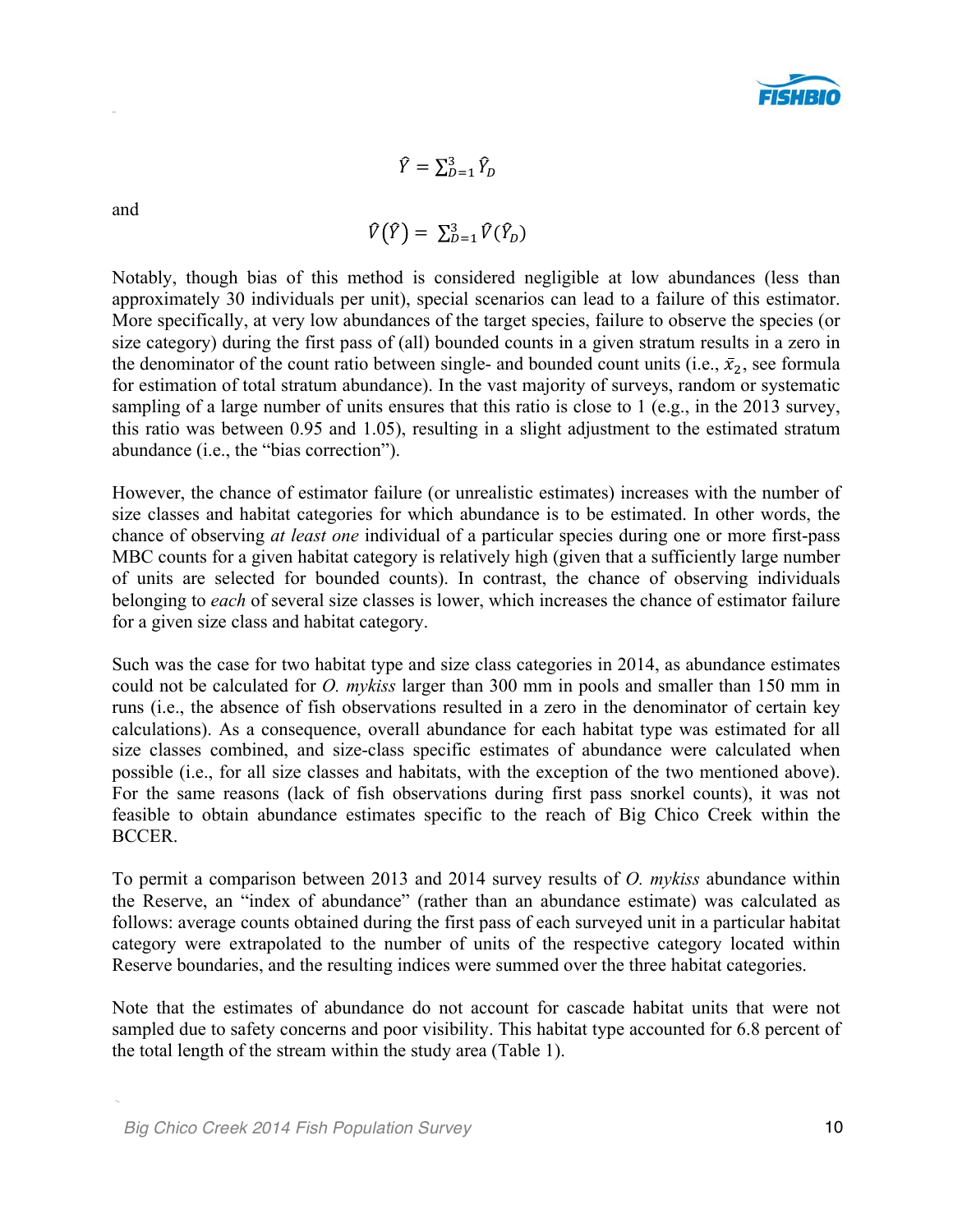$$\hat{Y} = \sum_{D=1}^{3} \hat{Y}_D$$

and

$$\hat{V}(\hat{Y}) = \sum_{D=1}^{3} \hat{V}(\hat{Y}_D)$$

Notably, though bias of this method is considered negligible at low abundances (less than approximately 30 individuals per unit), special scenarios can lead to a failure of this estimator. More specifically, at very low abundances of the target species, failure to observe the species (or size category) during the first pass of (all) bounded counts in a given stratum results in a zero in the denominator of the count ratio between single- and bounded count units (i.e., $\bar{x}_2$, see formula for estimation of total stratum abundance). In the vast majority of surveys, random or systematic sampling of a large number of units ensures that this ratio is close to 1 (e.g., in the 2013 survey, this ratio was between 0.95 and 1.05), resulting in a slight adjustment to the estimated stratum abundance (i.e., the "bias correction").

However, the chance of estimator failure (or unrealistic estimates) increases with the number of size classes and habitat categories for which abundance is to be estimated. In other words, the chance of observing *at least one* individual of a particular species during one or more first-pass MBC counts for a given habitat category is relatively high (given that a sufficiently large number of units are selected for bounded counts). In contrast, the chance of observing individuals belonging to *each* of several size classes is lower, which increases the chance of estimator failure for a given size class and habitat category.

Such was the case for two habitat type and size class categories in 2014, as abundance estimates could not be calculated for *O. mykiss* larger than 300 mm in pools and smaller than 150 mm in runs (i.e., the absence of fish observations resulted in a zero in the denominator of certain key calculations). As a consequence, overall abundance for each habitat type was estimated for all size classes combined, and size-class specific estimates of abundance were calculated when possible (i.e., for all size classes and habitats, with the exception of the two mentioned above). For the same reasons (lack of fish observations during first pass snorkel counts), it was not feasible to obtain abundance estimates specific to the reach of Big Chico Creek within the BCCER.

To permit a comparison between 2013 and 2014 survey results of *O. mykiss* abundance within the Reserve, an "index of abundance" (rather than an abundance estimate) was calculated as follows: average counts obtained during the first pass of each surveyed unit in a particular habitat category were extrapolated to the number of units of the respective category located within Reserve boundaries, and the resulting indices were summed over the three habitat categories.

Note that the estimates of abundance do not account for cascade habitat units that were not sampled due to safety concerns and poor visibility. This habitat type accounted for 6.8 percent of the total length of the stream within the study area (Table 1).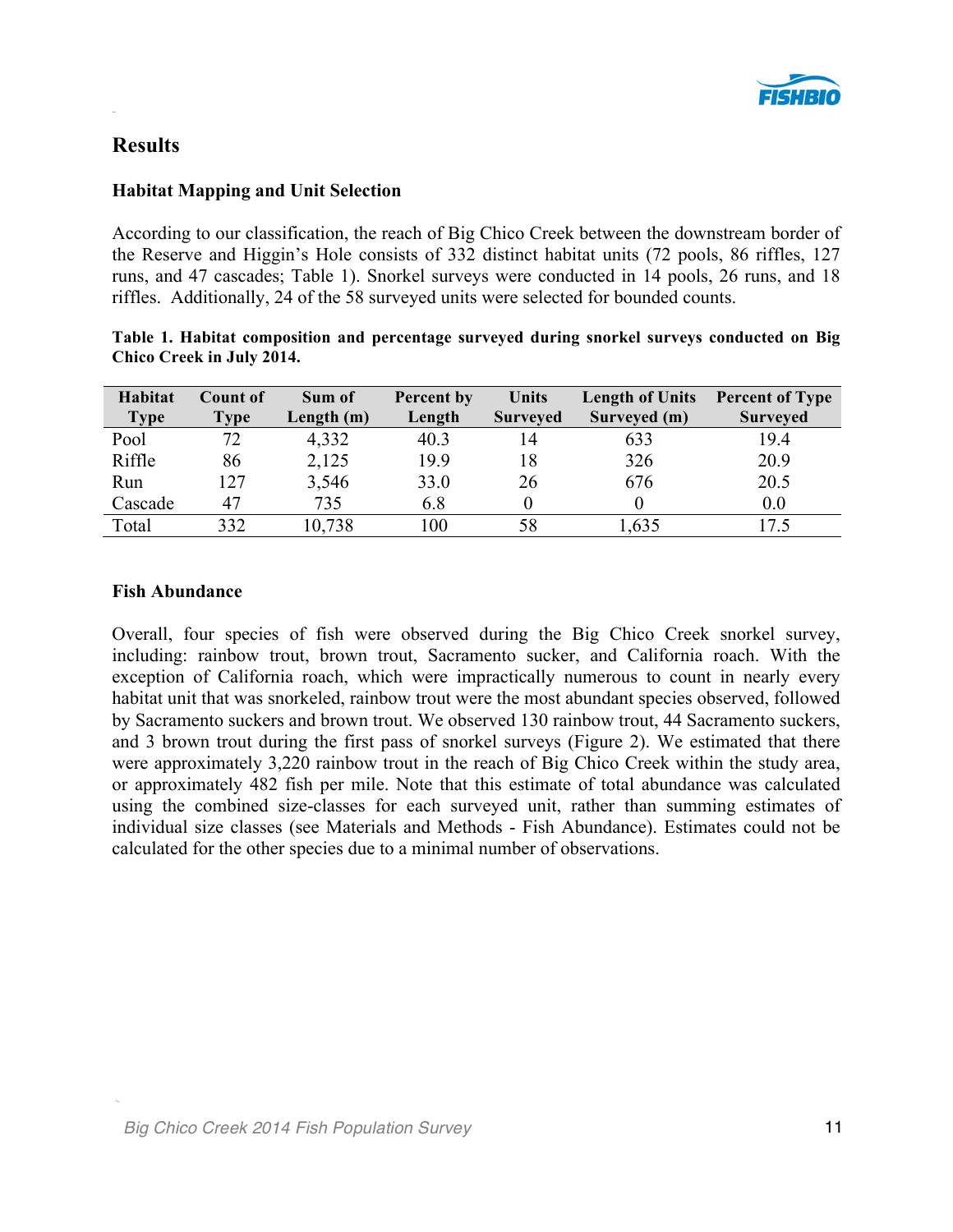## Results

### Habitat Mapping and Unit Selection

According to our classification, the reach of Big Chico Creek between the downstream border of the Reserve and Higgin's Hole consists of 332 distinct habitat units (72 pools, 86 riffles, 127 runs, and 47 cascades; Table 1). Snorkel surveys were conducted in 14 pools, 26 runs, and 18 riffles. Additionally, 24 of the 58 surveyed units were selected for bounded counts.

**Table 1. Habitat composition and percentage surveyed during snorkel surveys conducted on Big Chico Creek in July 2014.**

| Habitat Type | Count of Type | Sum of Length (m) | Percent by Length | Units Surveyed | Length of Units Surveyed (m) | Percent of Type Surveyed |
|---|---|---|---|---|---|---|
| Pool | 72 | 4,332 | 40.3 | 14 | 633 | 19.4 |
| Riffle | 86 | 2,125 | 19.9 | 18 | 326 | 20.9 |
| Run | 127 | 3,546 | 33.0 | 26 | 676 | 20.5 |
| Cascade | 47 | 735 | 6.8 | 0 | 0 | 0.0 |
| Total | 332 | 10,738 | 100 | 58 | 1,635 | 17.5 |

### Fish Abundance

Overall, four species of fish were observed during the Big Chico Creek snorkel survey, including: rainbow trout, brown trout, Sacramento sucker, and California roach. With the exception of California roach, which were impractically numerous to count in nearly every habitat unit that was snorkeled, rainbow trout were the most abundant species observed, followed by Sacramento suckers and brown trout. We observed 130 rainbow trout, 44 Sacramento suckers, and 3 brown trout during the first pass of snorkel surveys (Figure 2). We estimated that there were approximately 3,220 rainbow trout in the reach of Big Chico Creek within the study area, or approximately 482 fish per mile. Note that this estimate of total abundance was calculated using the combined size-classes for each surveyed unit, rather than summing estimates of individual size classes (see Materials and Methods - Fish Abundance). Estimates could not be calculated for the other species due to a minimal number of observations.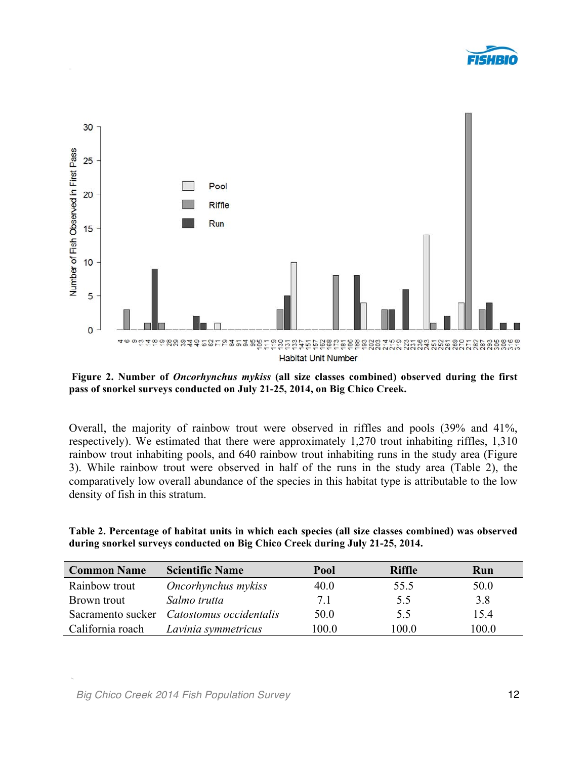**Figure 2. Number of *Oncorhynchus mykiss* (all size classes combined) observed during the first pass of snorkel surveys conducted on July 21-25, 2014, on Big Chico Creek.**

Overall, the majority of rainbow trout were observed in riffles and pools (39% and 41%, respectively). We estimated that there were approximately 1,270 trout inhabiting riffles, 1,310 rainbow trout inhabiting pools, and 640 rainbow trout inhabiting runs in the study area (Figure 3). While rainbow trout were observed in half of the runs in the study area (Table 2), the comparatively low overall abundance of the species in this habitat type is attributable to the low density of fish in this stratum.

**Table 2. Percentage of habitat units in which each species (all size classes combined) was observed during snorkel surveys conducted on Big Chico Creek during July 21-25, 2014.**

| Common Name | Scientific Name | Pool | Riffle | Run |
|---|---|---|---|---|
| Rainbow trout | *Oncorhynchus mykiss* | 40.0 | 55.5 | 50.0 |
| Brown trout | *Salmo trutta* | 7.1 | 5.5 | 3.8 |
| Sacramento sucker | *Catostomus occidentalis* | 50.0 | 5.5 | 15.4 |
| California roach | *Lavinia symmetricus* | 100.0 | 100.0 | 100.0 |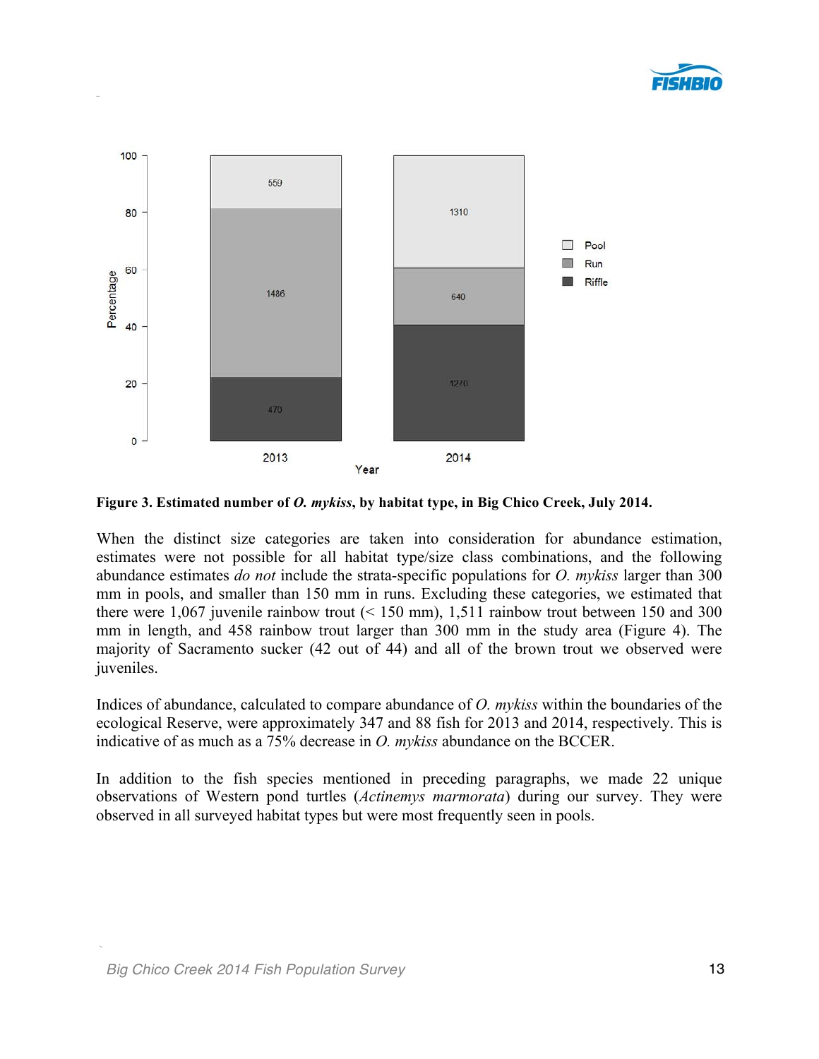**Figure 3. Estimated number of *O. mykiss*, by habitat type, in Big Chico Creek, July 2014.**

When the distinct size categories are taken into consideration for abundance estimation, estimates were not possible for all habitat type/size class combinations, and the following abundance estimates *do not* include the strata-specific populations for *O. mykiss* larger than 300 mm in pools, and smaller than 150 mm in runs. Excluding these categories, we estimated that there were 1,067 juvenile rainbow trout (< 150 mm), 1,511 rainbow trout between 150 and 300 mm in length, and 458 rainbow trout larger than 300 mm in the study area (Figure 4). The majority of Sacramento sucker (42 out of 44) and all of the brown trout we observed were juveniles.

Indices of abundance, calculated to compare abundance of *O. mykiss* within the boundaries of the ecological Reserve, were approximately 347 and 88 fish for 2013 and 2014, respectively. This is indicative of as much as a 75% decrease in *O. mykiss* abundance on the BCCER.

In addition to the fish species mentioned in preceding paragraphs, we made 22 unique observations of Western pond turtles (*Actinemys marmorata*) during our survey. They were observed in all surveyed habitat types but were most frequently seen in pools.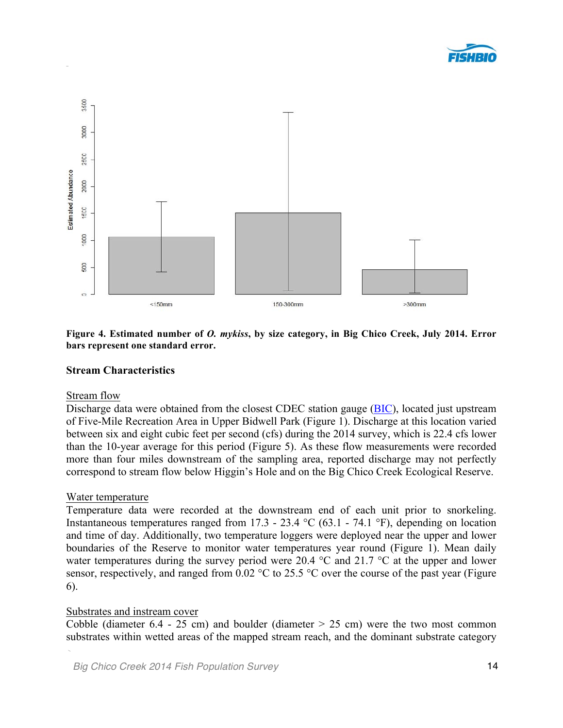**Figure 4. Estimated number of *O. mykiss*, by size category, in Big Chico Creek, July 2014. Error bars represent one standard error.**

**Stream Characteristics**

Stream flow

Discharge data were obtained from the closest CDEC station gauge (BIC), located just upstream of Five-Mile Recreation Area in Upper Bidwell Park (Figure 1). Discharge at this location varied between six and eight cubic feet per second (cfs) during the 2014 survey, which is 22.4 cfs lower than the 10-year average for this period (Figure 5). As these flow measurements were recorded more than four miles downstream of the sampling area, reported discharge may not perfectly correspond to stream flow below Higgin's Hole and on the Big Chico Creek Ecological Reserve.

Water temperature

Temperature data were recorded at the downstream end of each unit prior to snorkeling. Instantaneous temperatures ranged from 17.3 - 23.4 °C (63.1 - 74.1 °F), depending on location and time of day. Additionally, two temperature loggers were deployed near the upper and lower boundaries of the Reserve to monitor water temperatures year round (Figure 1). Mean daily water temperatures during the survey period were 20.4 °C and 21.7 °C at the upper and lower sensor, respectively, and ranged from 0.02 °C to 25.5 °C over the course of the past year (Figure 6).

Substrates and instream cover

Cobble (diameter 6.4 - 25 cm) and boulder (diameter > 25 cm) were the two most common substrates within wetted areas of the mapped stream reach, and the dominant substrate category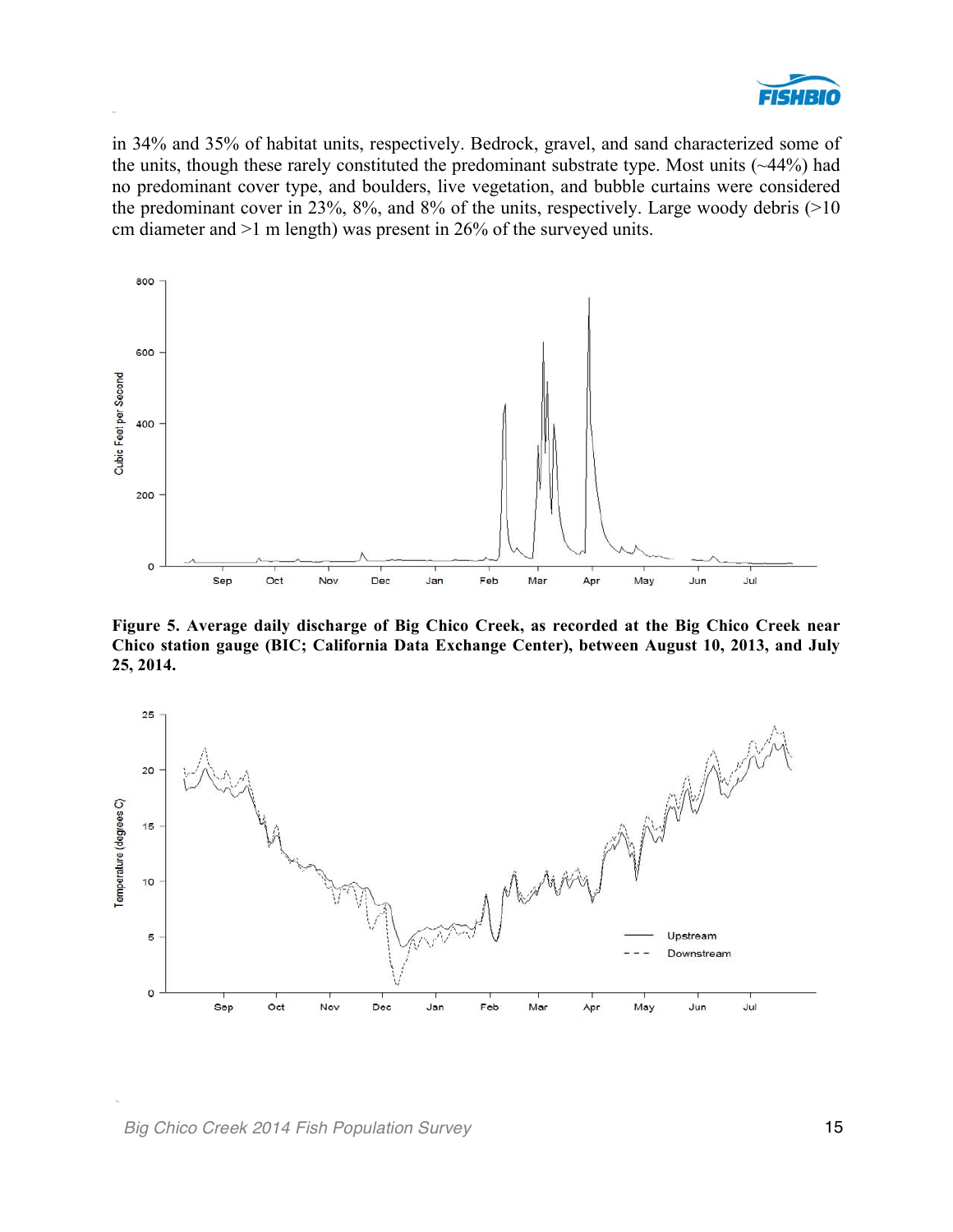in 34% and 35% of habitat units, respectively. Bedrock, gravel, and sand characterized some of the units, though these rarely constituted the predominant substrate type. Most units (~44%) had no predominant cover type, and boulders, live vegetation, and bubble curtains were considered the predominant cover in 23%, 8%, and 8% of the units, respectively. Large woody debris (>10 cm diameter and >1 m length) was present in 26% of the surveyed units.

**Figure 5. Average daily discharge of Big Chico Creek, as recorded at the Big Chico Creek near Chico station gauge (BIC; California Data Exchange Center), between August 10, 2013, and July 25, 2014.**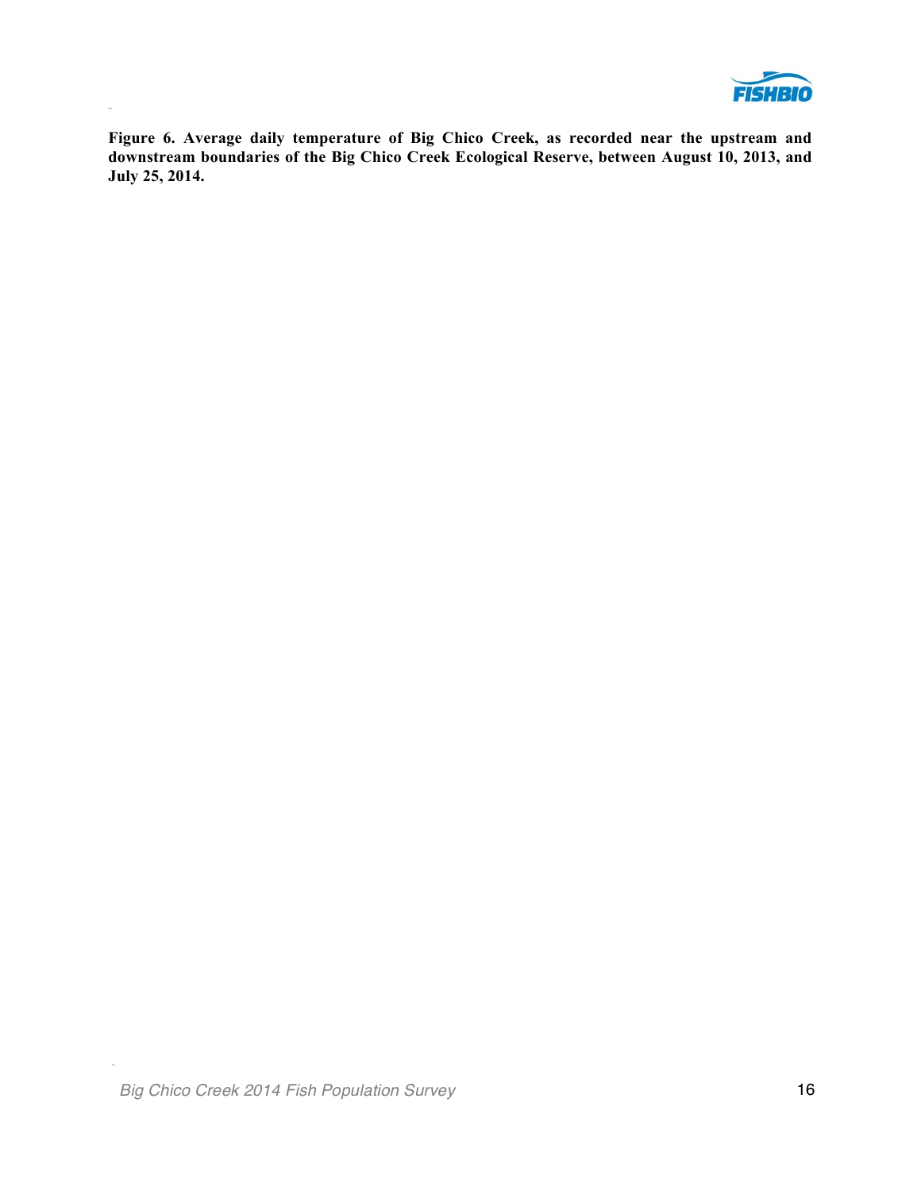**Figure 6. Average daily temperature of Big Chico Creek, as recorded near the upstream and downstream boundaries of the Big Chico Creek Ecological Reserve, between August 10, 2013, and July 25, 2014.**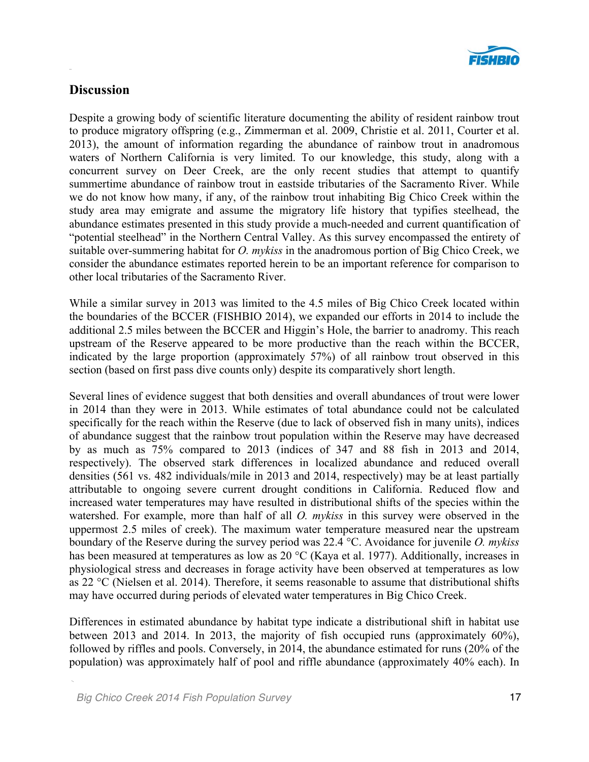## Discussion

Despite a growing body of scientific literature documenting the ability of resident rainbow trout to produce migratory offspring (e.g., Zimmerman et al. 2009, Christie et al. 2011, Courter et al. 2013), the amount of information regarding the abundance of rainbow trout in anadromous waters of Northern California is very limited. To our knowledge, this study, along with a concurrent survey on Deer Creek, are the only recent studies that attempt to quantify summertime abundance of rainbow trout in eastside tributaries of the Sacramento River. While we do not know how many, if any, of the rainbow trout inhabiting Big Chico Creek within the study area may emigrate and assume the migratory life history that typifies steelhead, the abundance estimates presented in this study provide a much-needed and current quantification of "potential steelhead" in the Northern Central Valley. As this survey encompassed the entirety of suitable over-summering habitat for *O. mykiss* in the anadromous portion of Big Chico Creek, we consider the abundance estimates reported herein to be an important reference for comparison to other local tributaries of the Sacramento River.

While a similar survey in 2013 was limited to the 4.5 miles of Big Chico Creek located within the boundaries of the BCCER (FISHBIO 2014), we expanded our efforts in 2014 to include the additional 2.5 miles between the BCCER and Higgin's Hole, the barrier to anadromy. This reach upstream of the Reserve appeared to be more productive than the reach within the BCCER, indicated by the large proportion (approximately 57%) of all rainbow trout observed in this section (based on first pass dive counts only) despite its comparatively short length.

Several lines of evidence suggest that both densities and overall abundances of trout were lower in 2014 than they were in 2013. While estimates of total abundance could not be calculated specifically for the reach within the Reserve (due to lack of observed fish in many units), indices of abundance suggest that the rainbow trout population within the Reserve may have decreased by as much as 75% compared to 2013 (indices of 347 and 88 fish in 2013 and 2014, respectively). The observed stark differences in localized abundance and reduced overall densities (561 vs. 482 individuals/mile in 2013 and 2014, respectively) may be at least partially attributable to ongoing severe current drought conditions in California. Reduced flow and increased water temperatures may have resulted in distributional shifts of the species within the watershed. For example, more than half of all *O. mykiss* in this survey were observed in the uppermost 2.5 miles of creek). The maximum water temperature measured near the upstream boundary of the Reserve during the survey period was 22.4 °C. Avoidance for juvenile *O. mykiss* has been measured at temperatures as low as 20 °C (Kaya et al. 1977). Additionally, increases in physiological stress and decreases in forage activity have been observed at temperatures as low as 22 °C (Nielsen et al. 2014). Therefore, it seems reasonable to assume that distributional shifts may have occurred during periods of elevated water temperatures in Big Chico Creek.

Differences in estimated abundance by habitat type indicate a distributional shift in habitat use between 2013 and 2014. In 2013, the majority of fish occupied runs (approximately 60%), followed by riffles and pools. Conversely, in 2014, the abundance estimated for runs (20% of the population) was approximately half of pool and riffle abundance (approximately 40% each). In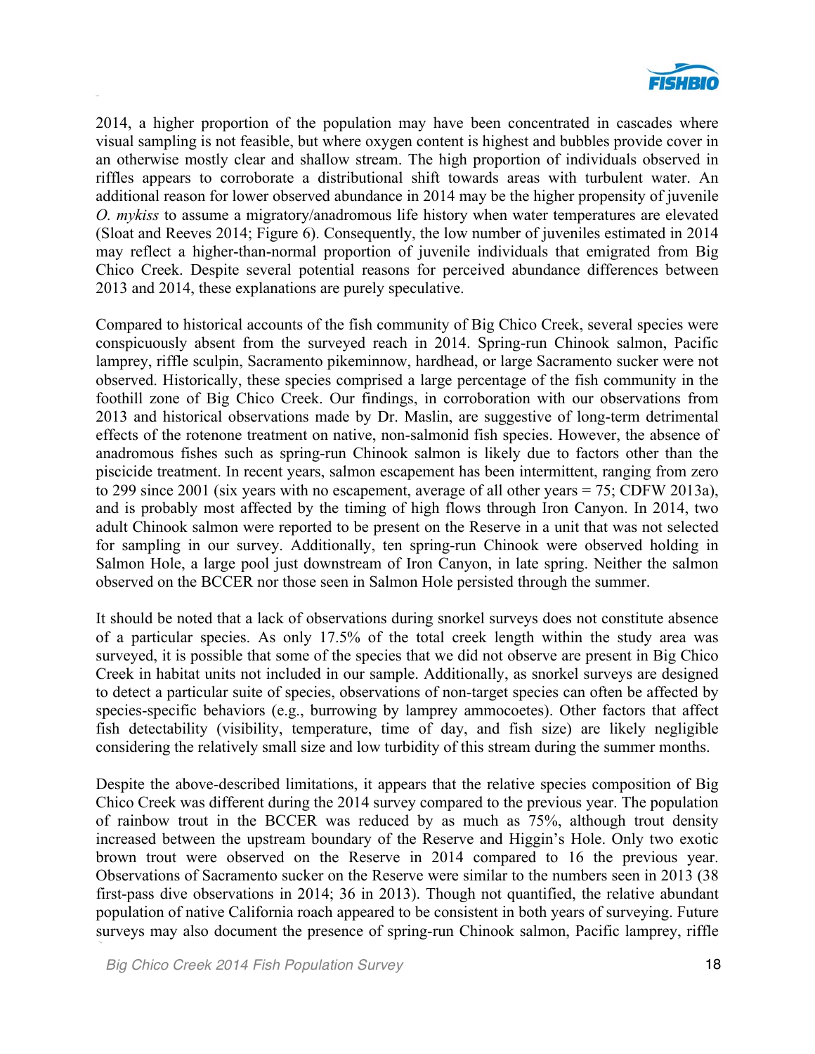2014, a higher proportion of the population may have been concentrated in cascades where visual sampling is not feasible, but where oxygen content is highest and bubbles provide cover in an otherwise mostly clear and shallow stream. The high proportion of individuals observed in riffles appears to corroborate a distributional shift towards areas with turbulent water. An additional reason for lower observed abundance in 2014 may be the higher propensity of juvenile *O. mykiss* to assume a migratory/anadromous life history when water temperatures are elevated (Sloat and Reeves 2014; Figure 6). Consequently, the low number of juveniles estimated in 2014 may reflect a higher-than-normal proportion of juvenile individuals that emigrated from Big Chico Creek. Despite several potential reasons for perceived abundance differences between 2013 and 2014, these explanations are purely speculative.

Compared to historical accounts of the fish community of Big Chico Creek, several species were conspicuously absent from the surveyed reach in 2014. Spring-run Chinook salmon, Pacific lamprey, riffle sculpin, Sacramento pikeminnow, hardhead, or large Sacramento sucker were not observed. Historically, these species comprised a large percentage of the fish community in the foothill zone of Big Chico Creek. Our findings, in corroboration with our observations from 2013 and historical observations made by Dr. Maslin, are suggestive of long-term detrimental effects of the rotenone treatment on native, non-salmonid fish species. However, the absence of anadromous fishes such as spring-run Chinook salmon is likely due to factors other than the piscicide treatment. In recent years, salmon escapement has been intermittent, ranging from zero to 299 since 2001 (six years with no escapement, average of all other years = 75; CDFW 2013a), and is probably most affected by the timing of high flows through Iron Canyon. In 2014, two adult Chinook salmon were reported to be present on the Reserve in a unit that was not selected for sampling in our survey. Additionally, ten spring-run Chinook were observed holding in Salmon Hole, a large pool just downstream of Iron Canyon, in late spring. Neither the salmon observed on the BCCER nor those seen in Salmon Hole persisted through the summer.

It should be noted that a lack of observations during snorkel surveys does not constitute absence of a particular species. As only 17.5% of the total creek length within the study area was surveyed, it is possible that some of the species that we did not observe are present in Big Chico Creek in habitat units not included in our sample. Additionally, as snorkel surveys are designed to detect a particular suite of species, observations of non-target species can often be affected by species-specific behaviors (e.g., burrowing by lamprey ammocoetes). Other factors that affect fish detectability (visibility, temperature, time of day, and fish size) are likely negligible considering the relatively small size and low turbidity of this stream during the summer months.

Despite the above-described limitations, it appears that the relative species composition of Big Chico Creek was different during the 2014 survey compared to the previous year. The population of rainbow trout in the BCCER was reduced by as much as 75%, although trout density increased between the upstream boundary of the Reserve and Higgin's Hole. Only two exotic brown trout were observed on the Reserve in 2014 compared to 16 the previous year. Observations of Sacramento sucker on the Reserve were similar to the numbers seen in 2013 (38 first-pass dive observations in 2014; 36 in 2013). Though not quantified, the relative abundant population of native California roach appeared to be consistent in both years of surveying. Future surveys may also document the presence of spring-run Chinook salmon, Pacific lamprey, riffle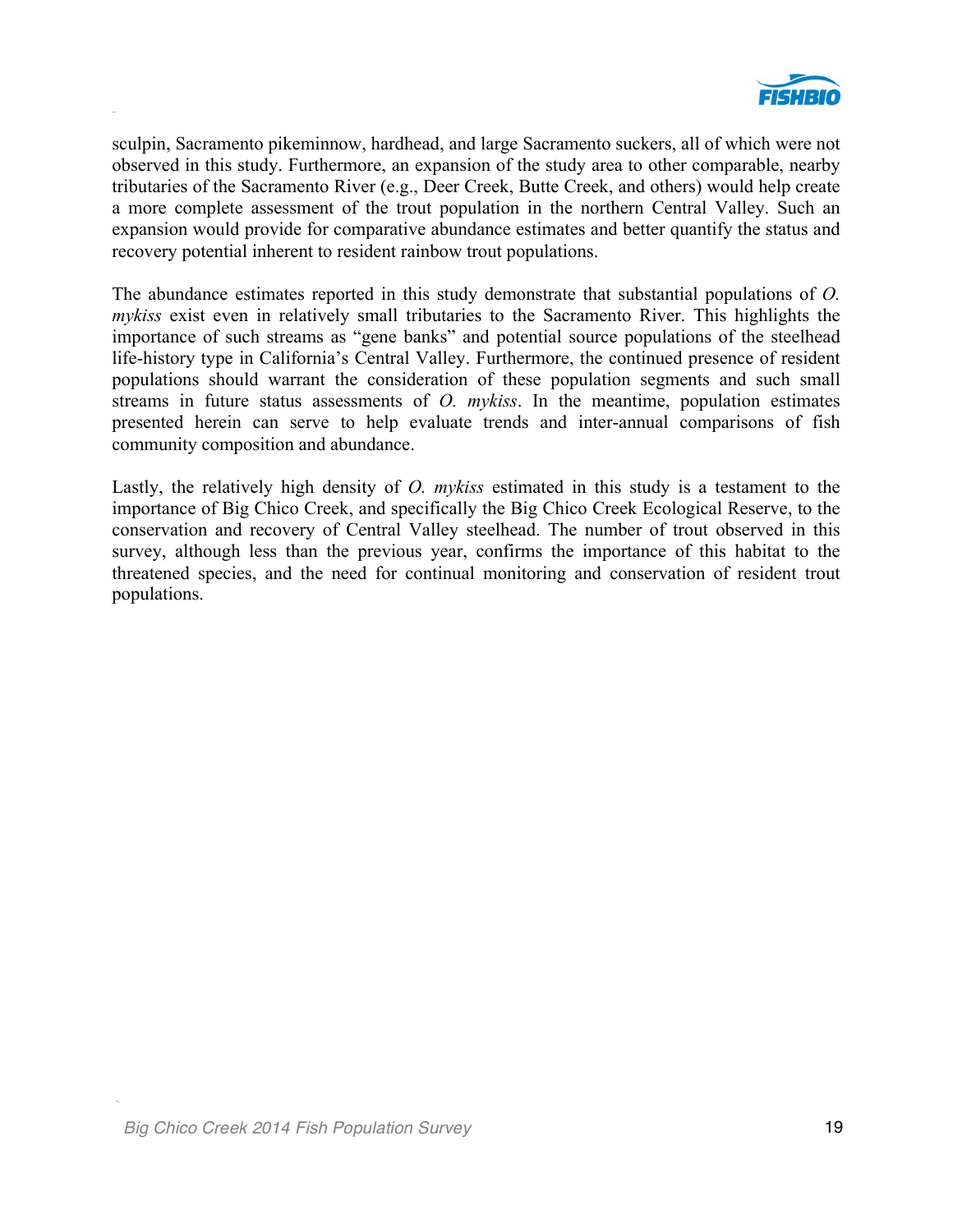sculpin, Sacramento pikeminnow, hardhead, and large Sacramento suckers, all of which were not observed in this study. Furthermore, an expansion of the study area to other comparable, nearby tributaries of the Sacramento River (e.g., Deer Creek, Butte Creek, and others) would help create a more complete assessment of the trout population in the northern Central Valley. Such an expansion would provide for comparative abundance estimates and better quantify the status and recovery potential inherent to resident rainbow trout populations.

The abundance estimates reported in this study demonstrate that substantial populations of *O. mykiss* exist even in relatively small tributaries to the Sacramento River. This highlights the importance of such streams as "gene banks" and potential source populations of the steelhead life-history type in California's Central Valley. Furthermore, the continued presence of resident populations should warrant the consideration of these population segments and such small streams in future status assessments of *O. mykiss*. In the meantime, population estimates presented herein can serve to help evaluate trends and inter-annual comparisons of fish community composition and abundance.

Lastly, the relatively high density of *O. mykiss* estimated in this study is a testament to the importance of Big Chico Creek, and specifically the Big Chico Creek Ecological Reserve, to the conservation and recovery of Central Valley steelhead. The number of trout observed in this survey, although less than the previous year, confirms the importance of this habitat to the threatened species, and the need for continual monitoring and conservation of resident trout populations.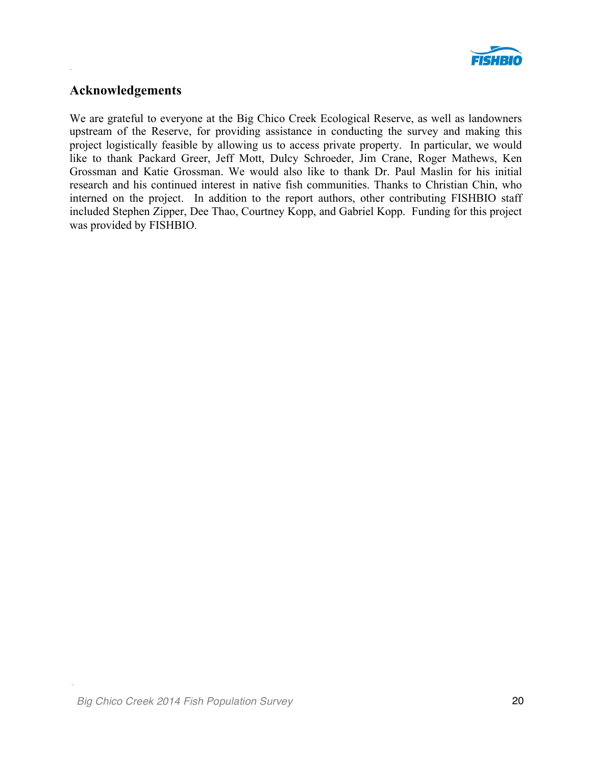## Acknowledgements

We are grateful to everyone at the Big Chico Creek Ecological Reserve, as well as landowners upstream of the Reserve, for providing assistance in conducting the survey and making this project logistically feasible by allowing us to access private property. In particular, we would like to thank Packard Greer, Jeff Mott, Dulcy Schroeder, Jim Crane, Roger Mathews, Ken Grossman and Katie Grossman. We would also like to thank Dr. Paul Maslin for his initial research and his continued interest in native fish communities. Thanks to Christian Chin, who interned on the project. In addition to the report authors, other contributing FISHBIO staff included Stephen Zipper, Dee Thao, Courtney Kopp, and Gabriel Kopp. Funding for this project was provided by FISHBIO.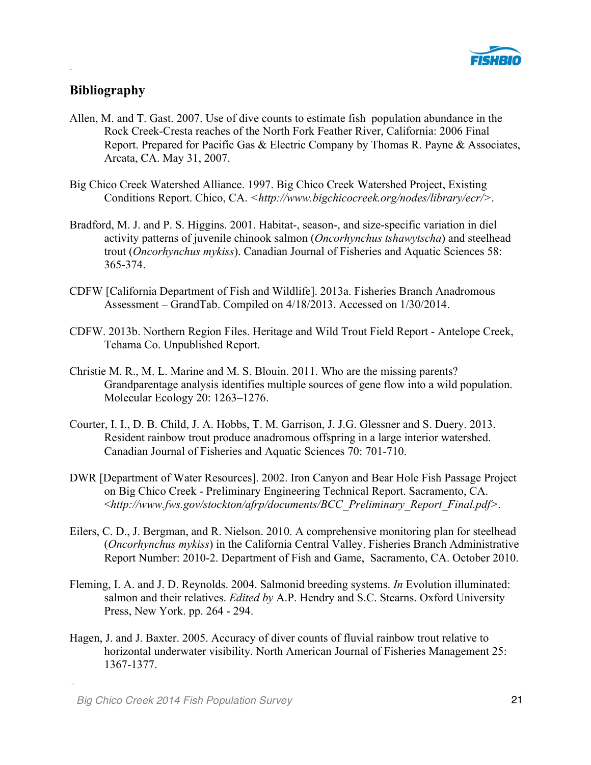## Bibliography

Allen, M. and T. Gast. 2007. Use of dive counts to estimate fish population abundance in the Rock Creek-Cresta reaches of the North Fork Feather River, California: 2006 Final Report. Prepared for Pacific Gas & Electric Company by Thomas R. Payne & Associates, Arcata, CA. May 31, 2007.

Big Chico Creek Watershed Alliance. 1997. Big Chico Creek Watershed Project, Existing Conditions Report. Chico, CA. <*http://www.bigchicocreek.org/nodes/library/ecr/*>.

Bradford, M. J. and P. S. Higgins. 2001. Habitat-, season-, and size-specific variation in diel activity patterns of juvenile chinook salmon (*Oncorhynchus tshawytscha*) and steelhead trout (*Oncorhynchus mykiss*). Canadian Journal of Fisheries and Aquatic Sciences 58: 365-374.

CDFW [California Department of Fish and Wildlife]. 2013a. Fisheries Branch Anadromous Assessment – GrandTab. Compiled on 4/18/2013. Accessed on 1/30/2014.

CDFW. 2013b. Northern Region Files. Heritage and Wild Trout Field Report - Antelope Creek, Tehama Co. Unpublished Report.

Christie M. R., M. L. Marine and M. S. Blouin. 2011. Who are the missing parents? Grandparentage analysis identifies multiple sources of gene flow into a wild population. Molecular Ecology 20: 1263–1276.

Courter, I. I., D. B. Child, J. A. Hobbs, T. M. Garrison, J. J.G. Glessner and S. Duery. 2013. Resident rainbow trout produce anadromous offspring in a large interior watershed. Canadian Journal of Fisheries and Aquatic Sciences 70: 701-710.

DWR [Department of Water Resources]. 2002. Iron Canyon and Bear Hole Fish Passage Project on Big Chico Creek - Preliminary Engineering Technical Report. Sacramento, CA. <*http://www.fws.gov/stockton/afrp/documents/BCC_Preliminary_Report_Final.pdf*>.

Eilers, C. D., J. Bergman, and R. Nielson. 2010. A comprehensive monitoring plan for steelhead (*Oncorhynchus mykiss*) in the California Central Valley. Fisheries Branch Administrative Report Number: 2010-2. Department of Fish and Game, Sacramento, CA. October 2010.

Fleming, I. A. and J. D. Reynolds. 2004. Salmonid breeding systems. *In* Evolution illuminated: salmon and their relatives. *Edited by* A.P. Hendry and S.C. Stearns. Oxford University Press, New York. pp. 264 - 294.

Hagen, J. and J. Baxter. 2005. Accuracy of diver counts of fluvial rainbow trout relative to horizontal underwater visibility. North American Journal of Fisheries Management 25: 1367-1377.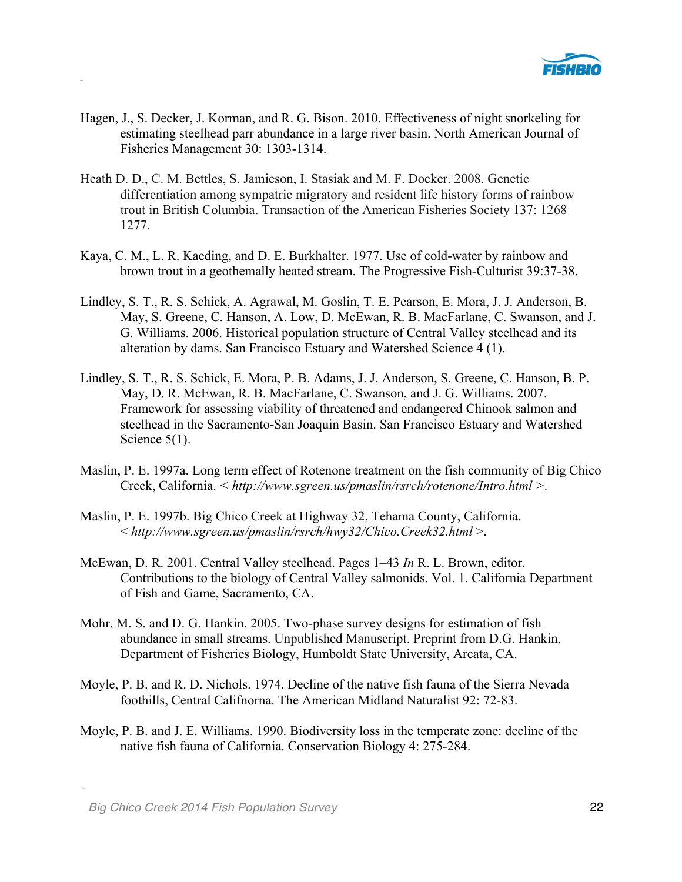Hagen, J., S. Decker, J. Korman, and R. G. Bison. 2010. Effectiveness of night snorkeling for estimating steelhead parr abundance in a large river basin. North American Journal of Fisheries Management 30: 1303-1314.

Heath D. D., C. M. Bettles, S. Jamieson, I. Stasiak and M. F. Docker. 2008. Genetic differentiation among sympatric migratory and resident life history forms of rainbow trout in British Columbia. Transaction of the American Fisheries Society 137: 1268–1277.

Kaya, C. M., L. R. Kaeding, and D. E. Burkhalter. 1977. Use of cold-water by rainbow and brown trout in a geothemally heated stream. The Progressive Fish-Culturist 39:37-38.

Lindley, S. T., R. S. Schick, A. Agrawal, M. Goslin, T. E. Pearson, E. Mora, J. J. Anderson, B. May, S. Greene, C. Hanson, A. Low, D. McEwan, R. B. MacFarlane, C. Swanson, and J. G. Williams. 2006. Historical population structure of Central Valley steelhead and its alteration by dams. San Francisco Estuary and Watershed Science 4 (1).

Lindley, S. T., R. S. Schick, E. Mora, P. B. Adams, J. J. Anderson, S. Greene, C. Hanson, B. P. May, D. R. McEwan, R. B. MacFarlane, C. Swanson, and J. G. Williams. 2007. Framework for assessing viability of threatened and endangered Chinook salmon and steelhead in the Sacramento-San Joaquin Basin. San Francisco Estuary and Watershed Science 5(1).

Maslin, P. E. 1997a. Long term effect of Rotenone treatment on the fish community of Big Chico Creek, California. < *http://www.sgreen.us/pmaslin/rsrch/rotenone/Intro.html* >.

Maslin, P. E. 1997b. Big Chico Creek at Highway 32, Tehama County, California. < *http://www.sgreen.us/pmaslin/rsrch/hwy32/Chico.Creek32.html* >.

McEwan, D. R. 2001. Central Valley steelhead. Pages 1–43 *In* R. L. Brown, editor. Contributions to the biology of Central Valley salmonids. Vol. 1. California Department of Fish and Game, Sacramento, CA.

Mohr, M. S. and D. G. Hankin. 2005. Two-phase survey designs for estimation of fish abundance in small streams. Unpublished Manuscript. Preprint from D.G. Hankin, Department of Fisheries Biology, Humboldt State University, Arcata, CA.

Moyle, P. B. and R. D. Nichols. 1974. Decline of the native fish fauna of the Sierra Nevada foothills, Central Califnorna. The American Midland Naturalist 92: 72-83.

Moyle, P. B. and J. E. Williams. 1990. Biodiversity loss in the temperate zone: decline of the native fish fauna of California. Conservation Biology 4: 275-284.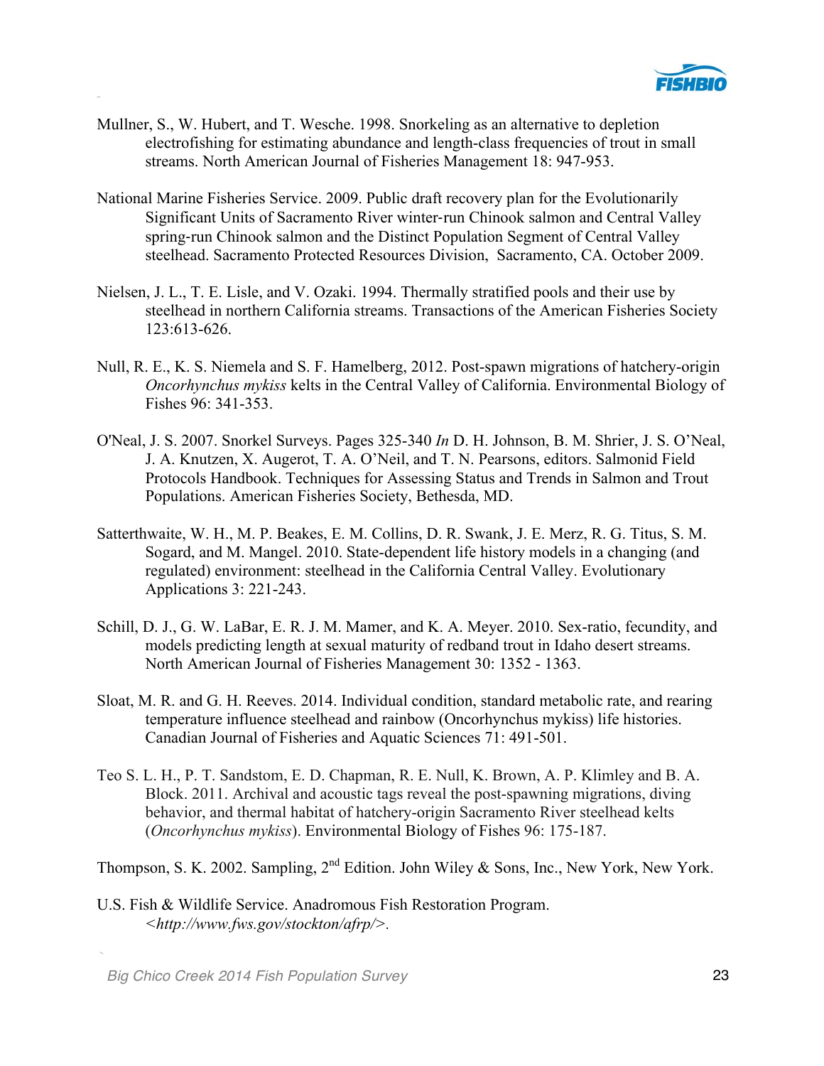Mullner, S., W. Hubert, and T. Wesche. 1998. Snorkeling as an alternative to depletion electrofishing for estimating abundance and length-class frequencies of trout in small streams. North American Journal of Fisheries Management 18: 947-953.

National Marine Fisheries Service. 2009. Public draft recovery plan for the Evolutionarily Significant Units of Sacramento River winter-run Chinook salmon and Central Valley spring-run Chinook salmon and the Distinct Population Segment of Central Valley steelhead. Sacramento Protected Resources Division, Sacramento, CA. October 2009.

Nielsen, J. L., T. E. Lisle, and V. Ozaki. 1994. Thermally stratified pools and their use by steelhead in northern California streams. Transactions of the American Fisheries Society 123:613-626.

Null, R. E., K. S. Niemela and S. F. Hamelberg, 2012. Post-spawn migrations of hatchery-origin *Oncorhynchus mykiss* kelts in the Central Valley of California. Environmental Biology of Fishes 96: 341-353.

O'Neal, J. S. 2007. Snorkel Surveys. Pages 325-340 *In* D. H. Johnson, B. M. Shrier, J. S. O'Neal, J. A. Knutzen, X. Augerot, T. A. O'Neil, and T. N. Pearsons, editors. Salmonid Field Protocols Handbook. Techniques for Assessing Status and Trends in Salmon and Trout Populations. American Fisheries Society, Bethesda, MD.

Satterthwaite, W. H., M. P. Beakes, E. M. Collins, D. R. Swank, J. E. Merz, R. G. Titus, S. M. Sogard, and M. Mangel. 2010. State-dependent life history models in a changing (and regulated) environment: steelhead in the California Central Valley. Evolutionary Applications 3: 221-243.

Schill, D. J., G. W. LaBar, E. R. J. M. Mamer, and K. A. Meyer. 2010. Sex-ratio, fecundity, and models predicting length at sexual maturity of redband trout in Idaho desert streams. North American Journal of Fisheries Management 30: 1352 - 1363.

Sloat, M. R. and G. H. Reeves. 2014. Individual condition, standard metabolic rate, and rearing temperature influence steelhead and rainbow (Oncorhynchus mykiss) life histories. Canadian Journal of Fisheries and Aquatic Sciences 71: 491-501.

Teo S. L. H., P. T. Sandstom, E. D. Chapman, R. E. Null, K. Brown, A. P. Klimley and B. A. Block. 2011. Archival and acoustic tags reveal the post-spawning migrations, diving behavior, and thermal habitat of hatchery-origin Sacramento River steelhead kelts (*Oncorhynchus mykiss*). Environmental Biology of Fishes 96: 175-187.

Thompson, S. K. 2002. Sampling, 2nd Edition. John Wiley & Sons, Inc., New York, New York.

U.S. Fish & Wildlife Service. Anadromous Fish Restoration Program. *<http://www.fws.gov/stockton/afrp/>.*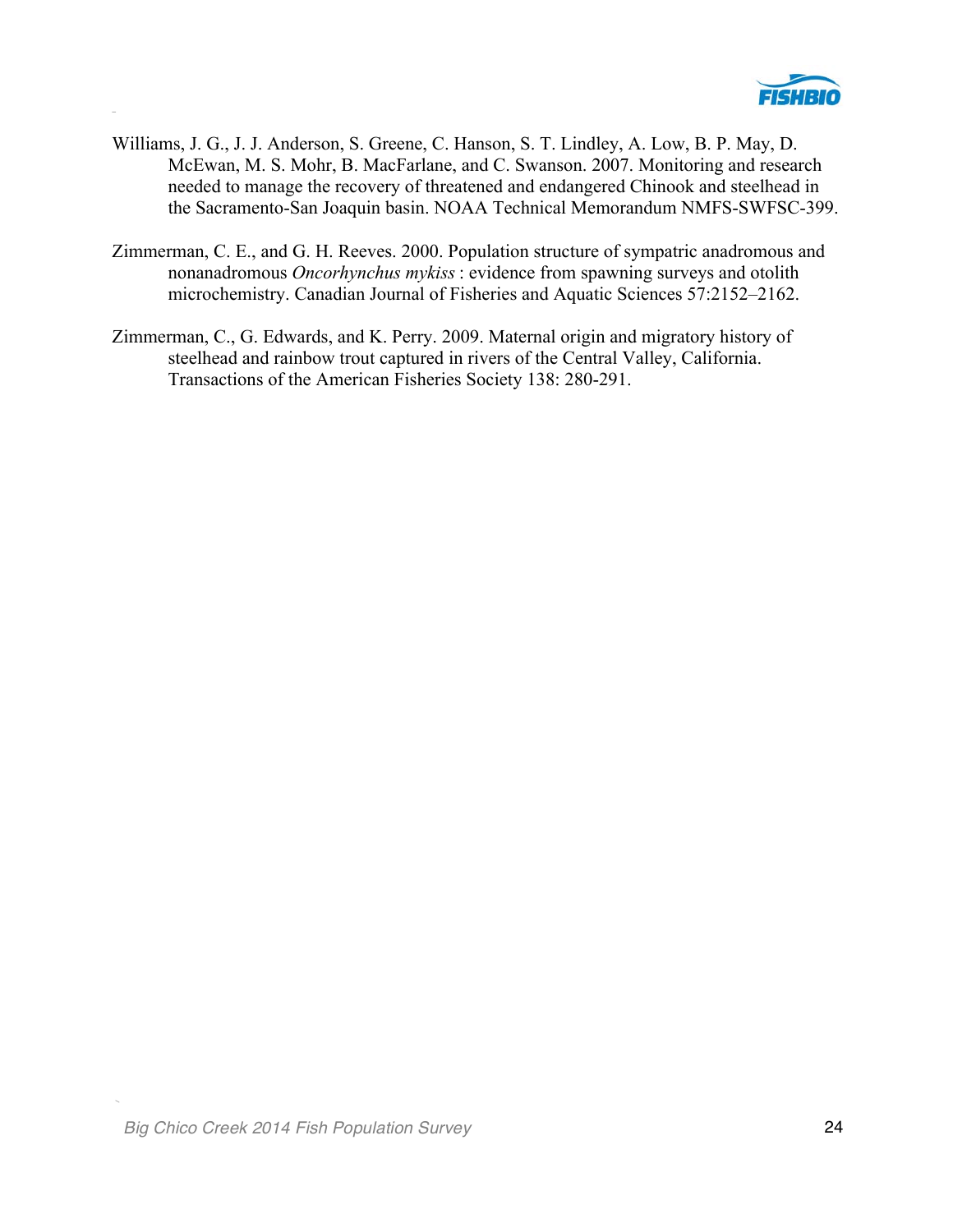Williams, J. G., J. J. Anderson, S. Greene, C. Hanson, S. T. Lindley, A. Low, B. P. May, D. McEwan, M. S. Mohr, B. MacFarlane, and C. Swanson. 2007. Monitoring and research needed to manage the recovery of threatened and endangered Chinook and steelhead in the Sacramento-San Joaquin basin. NOAA Technical Memorandum NMFS-SWFSC-399.

Zimmerman, C. E., and G. H. Reeves. 2000. Population structure of sympatric anadromous and nonanadromous *Oncorhynchus mykiss* : evidence from spawning surveys and otolith microchemistry. Canadian Journal of Fisheries and Aquatic Sciences 57:2152–2162.

Zimmerman, C., G. Edwards, and K. Perry. 2009. Maternal origin and migratory history of steelhead and rainbow trout captured in rivers of the Central Valley, California. Transactions of the American Fisheries Society 138: 280-291.